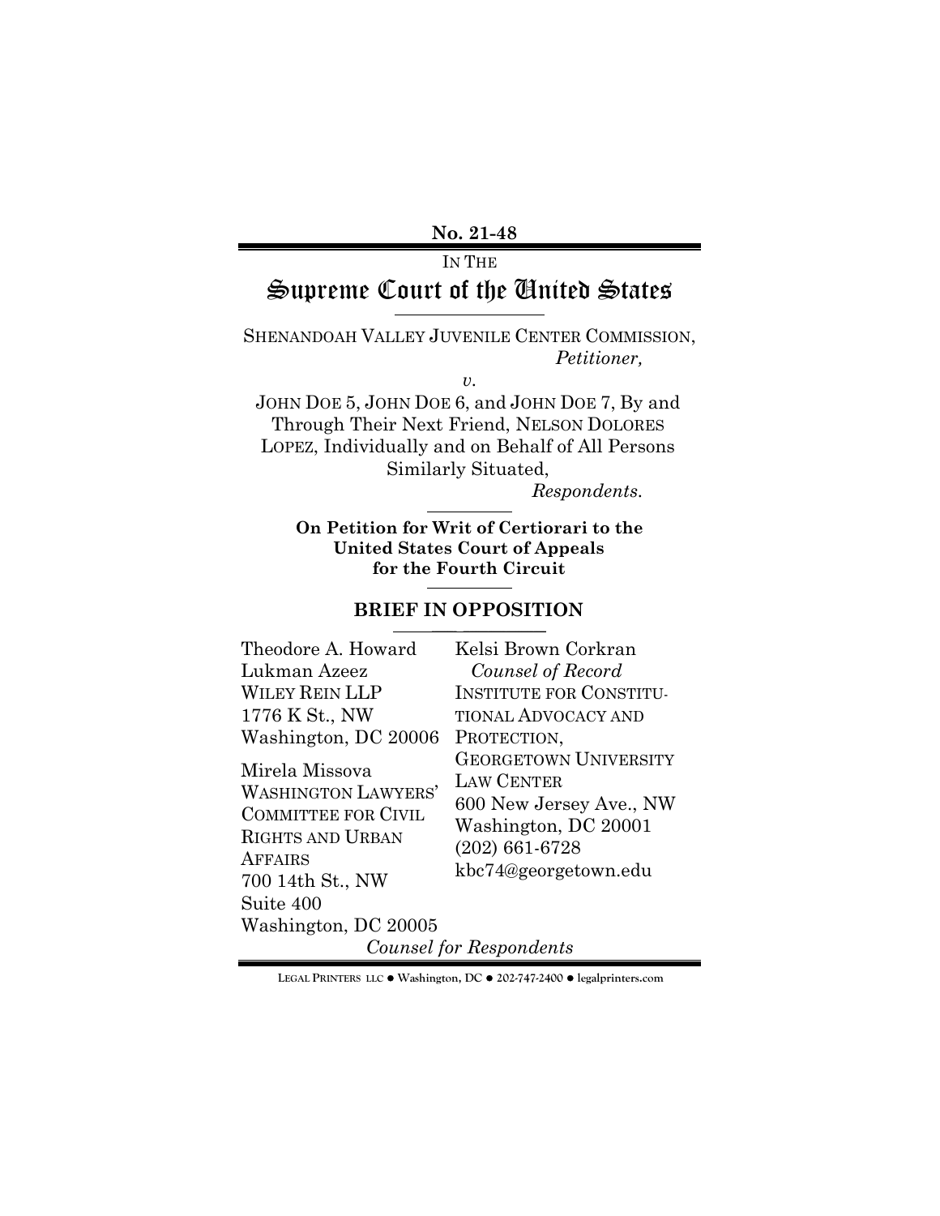**No. 21-48**

IN THE

# Supreme Court of the United States

SHENANDOAH VALLEY JUVENILE CENTER COMMISSION,
*Petitioner,*

*v.*

JOHN DOE 5, JOHN DOE 6, and JOHN DOE 7, By and Through Their Next Friend, NELSON DOLORES LOPEZ, Individually and on Behalf of All Persons Similarly Situated,
*Respondents.*

**On Petition for Writ of Certiorari to the United States Court of Appeals for the Fourth Circuit**

## BRIEF IN OPPOSITION

Theodore A. Howard
Lukman Azeez
WILEY REIN LLP
1776 K St., NW
Washington, DC 20006

Mirela Missova
WASHINGTON LAWYERS' COMMITTEE FOR CIVIL RIGHTS AND URBAN AFFAIRS
700 14th St., NW
Suite 400
Washington, DC 20005

Kelsi Brown Corkran
*Counsel of Record*
INSTITUTE FOR CONSTITUTIONAL ADVOCACY AND PROTECTION,
GEORGETOWN UNIVERSITY LAW CENTER
600 New Jersey Ave., NW
Washington, DC 20001
(202) 661-6728
kbc74@georgetown.edu

*Counsel for Respondents*

LEGAL PRINTERS LLC ● Washington, DC ● 202-747-2400 ● legalprinters.com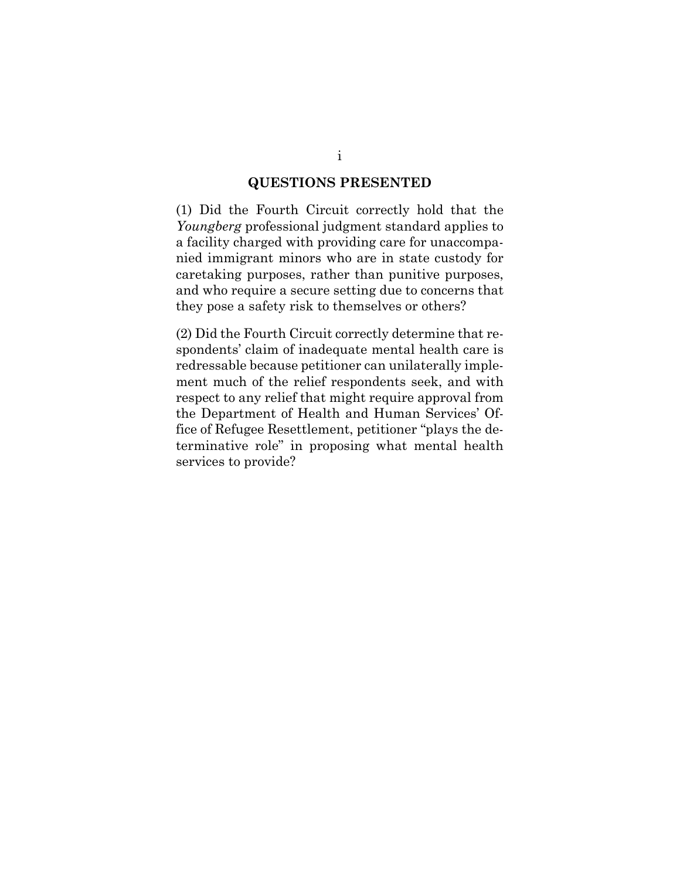## QUESTIONS PRESENTED

(1) Did the Fourth Circuit correctly hold that the *Youngberg* professional judgment standard applies to a facility charged with providing care for unaccompanied immigrant minors who are in state custody for caretaking purposes, rather than punitive purposes, and who require a secure setting due to concerns that they pose a safety risk to themselves or others?

(2) Did the Fourth Circuit correctly determine that respondents' claim of inadequate mental health care is redressable because petitioner can unilaterally implement much of the relief respondents seek, and with respect to any relief that might require approval from the Department of Health and Human Services' Office of Refugee Resettlement, petitioner "plays the determinative role" in proposing what mental health services to provide?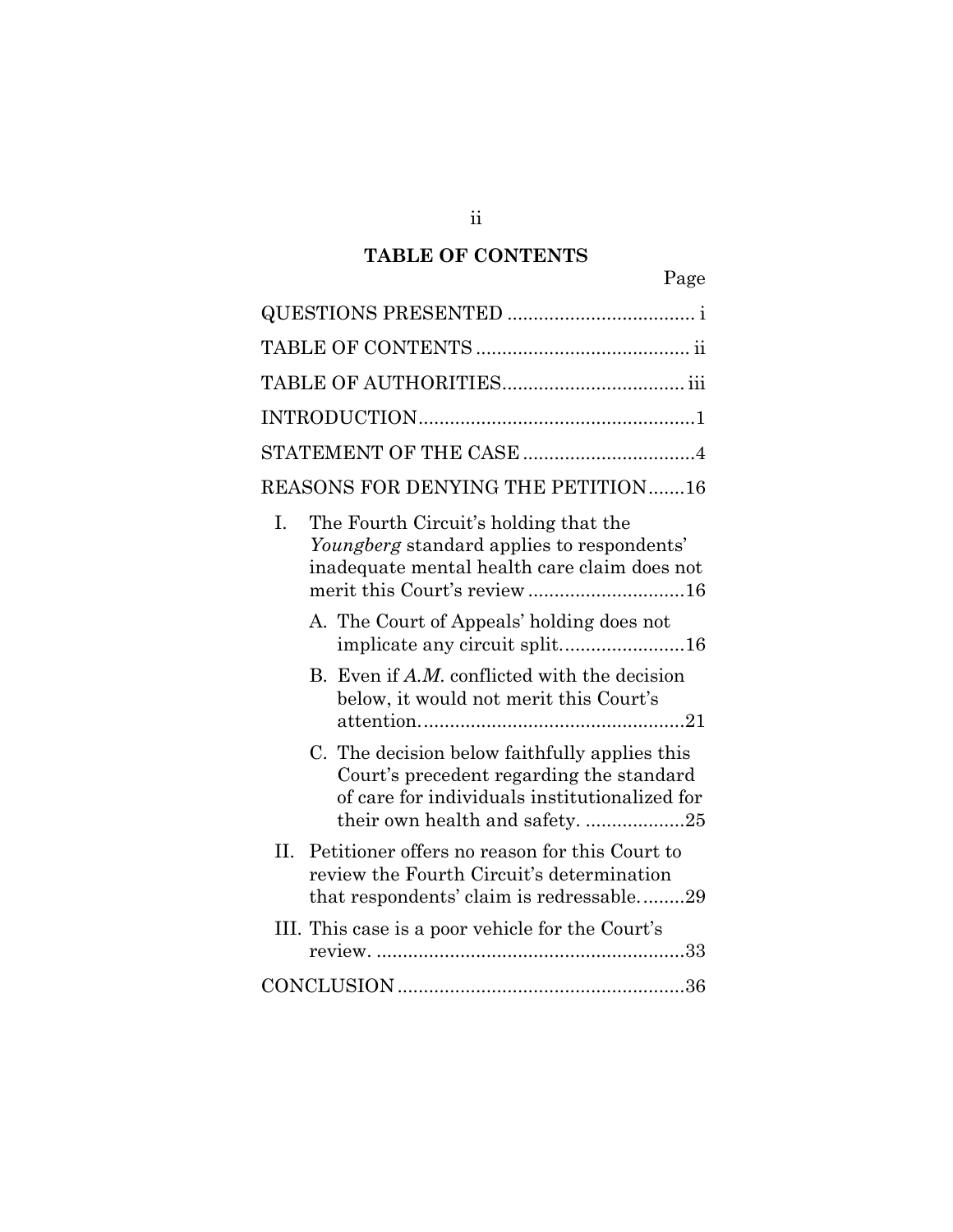## TABLE OF CONTENTS

Page

QUESTIONS PRESENTED .................................... i

TABLE OF CONTENTS ......................................... ii

TABLE OF AUTHORITIES.................................. iii

INTRODUCTION.....................................................1

STATEMENT OF THE CASE .................................4

REASONS FOR DENYING THE PETITION.......16

I. The Fourth Circuit's holding that the *Youngberg* standard applies to respondents' inadequate mental health care claim does not merit this Court's review ..............................16

   A. The Court of Appeals' holding does not implicate any circuit split........................16

   B. Even if *A.M.* conflicted with the decision below, it would not merit this Court's attention...................................................21

   C. The decision below faithfully applies this Court's precedent regarding the standard of care for individuals institutionalized for their own health and safety. ...................25

II. Petitioner offers no reason for this Court to review the Fourth Circuit's determination that respondents' claim is redressable.........29

III. This case is a poor vehicle for the Court's review. ...........................................................33

CONCLUSION .......................................................36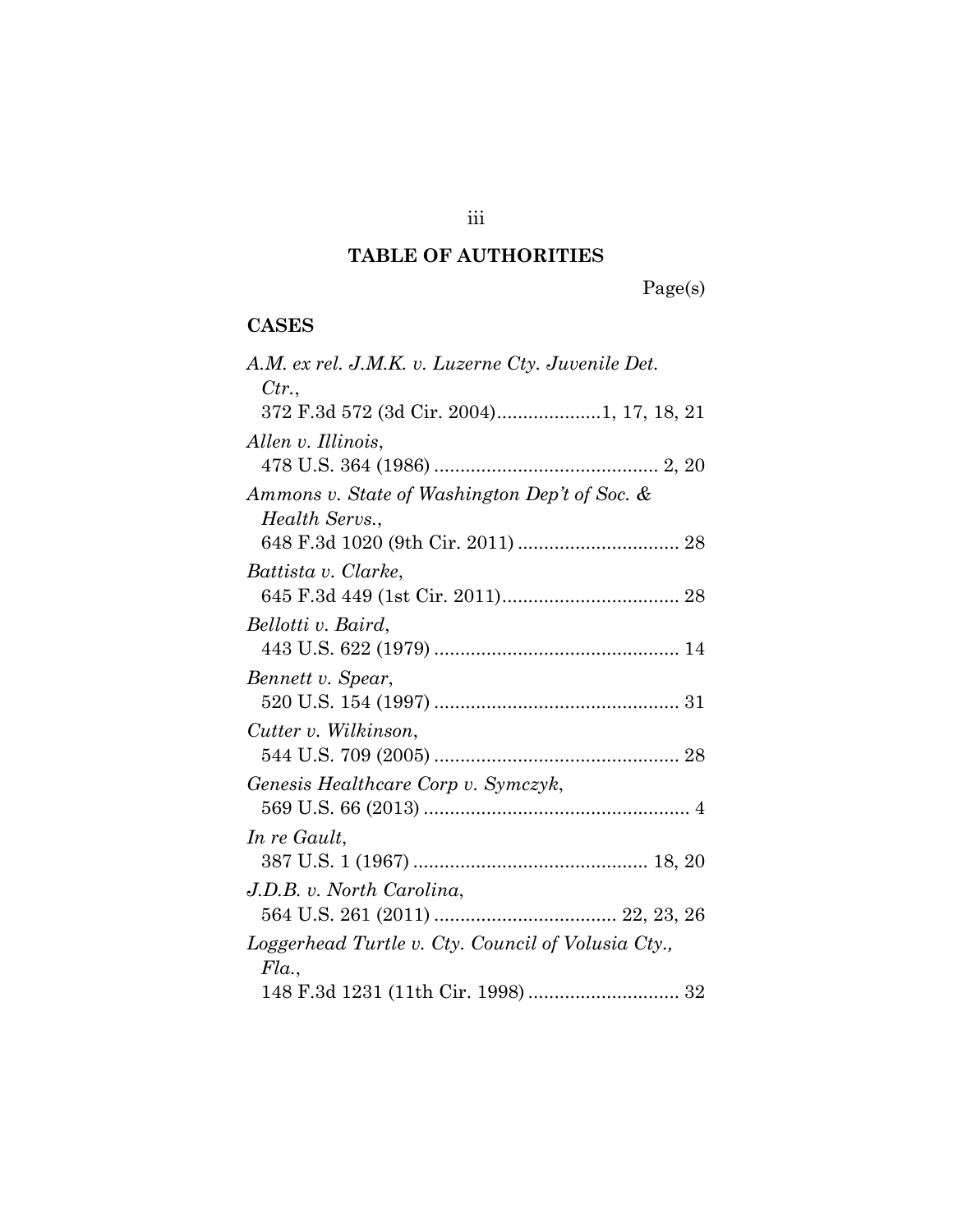# TABLE OF AUTHORITIES

Page(s)

## CASES

*A.M. ex rel. J.M.K. v. Luzerne Cty. Juvenile Det. Ctr.*,
372 F.3d 572 (3d Cir. 2004) .................... 1, 17, 18, 21

*Allen v. Illinois*,
478 U.S. 364 (1986) ........................................... 2, 20

*Ammons v. State of Washington Dep't of Soc. & Health Servs.*,
648 F.3d 1020 (9th Cir. 2011) ............................... 28

*Battista v. Clarke*,
645 F.3d 449 (1st Cir. 2011) .................................. 28

*Bellotti v. Baird*,
443 U.S. 622 (1979) ............................................... 14

*Bennett v. Spear*,
520 U.S. 154 (1997) ............................................... 31

*Cutter v. Wilkinson*,
544 U.S. 709 (2005) ............................................... 28

*Genesis Healthcare Corp v. Symczyk*,
569 U.S. 66 (2013) ................................................... 4

*In re Gault*,
387 U.S. 1 (1967) ............................................. 18, 20

*J.D.B. v. North Carolina*,
564 U.S. 261 (2011) ................................... 22, 23, 26

*Loggerhead Turtle v. Cty. Council of Volusia Cty., Fla.*,
148 F.3d 1231 (11th Cir. 1998) ............................. 32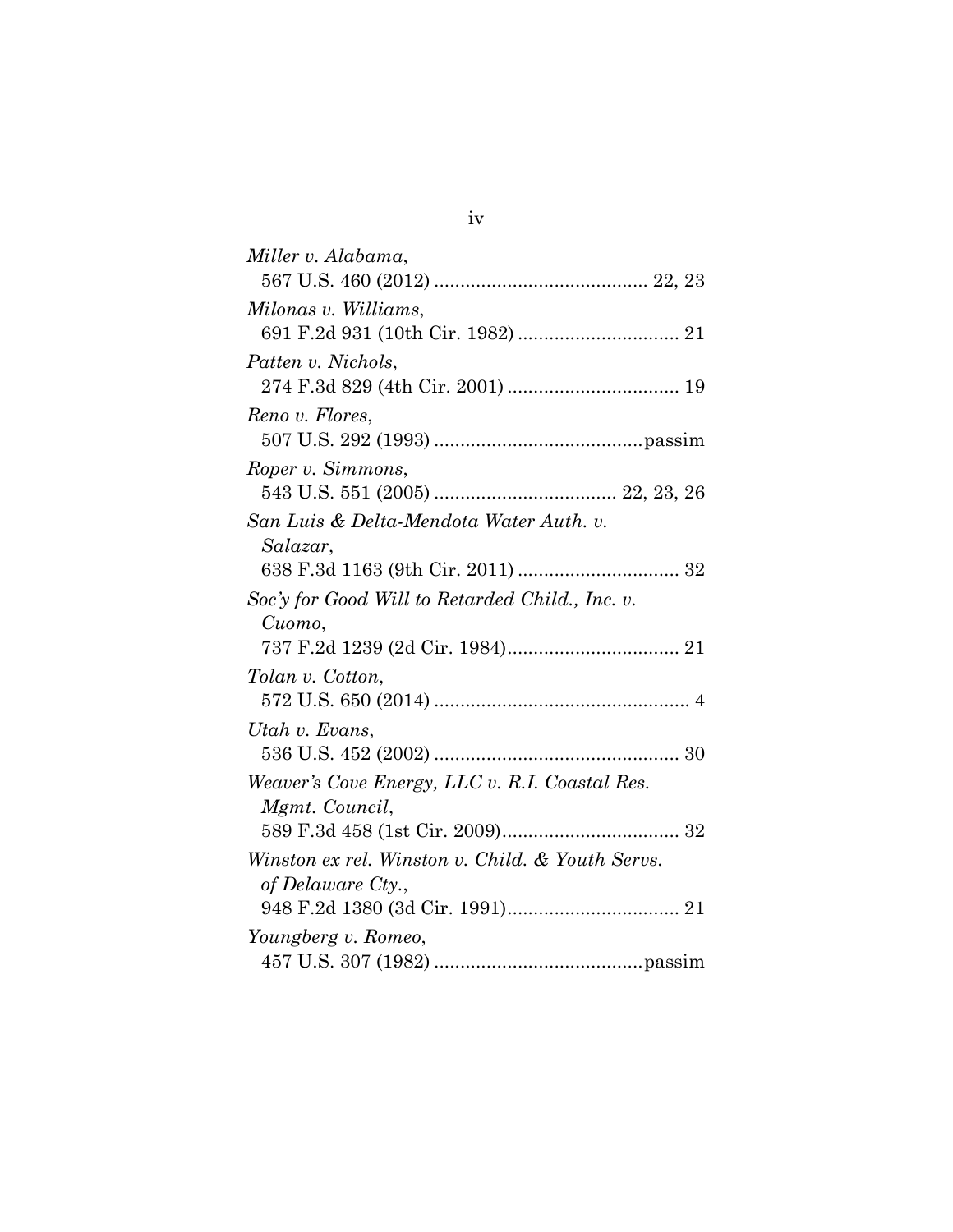*Miller v. Alabama*,
567 U.S. 460 (2012) ........................................ 22, 23

*Milonas v. Williams*,
691 F.2d 931 (10th Cir. 1982) .............................. 21

*Patten v. Nichols*,
274 F.3d 829 (4th Cir. 2001) ................................ 19

*Reno v. Flores*,
507 U.S. 292 (1993) .......................................passim

*Roper v. Simmons*,
543 U.S. 551 (2005) .................................. 22, 23, 26

*San Luis & Delta-Mendota Water Auth. v. Salazar*,
638 F.3d 1163 (9th Cir. 2011) .............................. 32

*Soc'y for Good Will to Retarded Child., Inc. v. Cuomo*,
737 F.2d 1239 (2d Cir. 1984)................................ 21

*Tolan v. Cotton*,
572 U.S. 650 (2014) ................................................ 4

*Utah v. Evans*,
536 U.S. 452 (2002) .............................................. 30

*Weaver's Cove Energy, LLC v. R.I. Coastal Res. Mgmt. Council*,
589 F.3d 458 (1st Cir. 2009)................................. 32

*Winston ex rel. Winston v. Child. & Youth Servs. of Delaware Cty.*,
948 F.2d 1380 (3d Cir. 1991)................................ 21

*Youngberg v. Romeo*,
457 U.S. 307 (1982) .......................................passim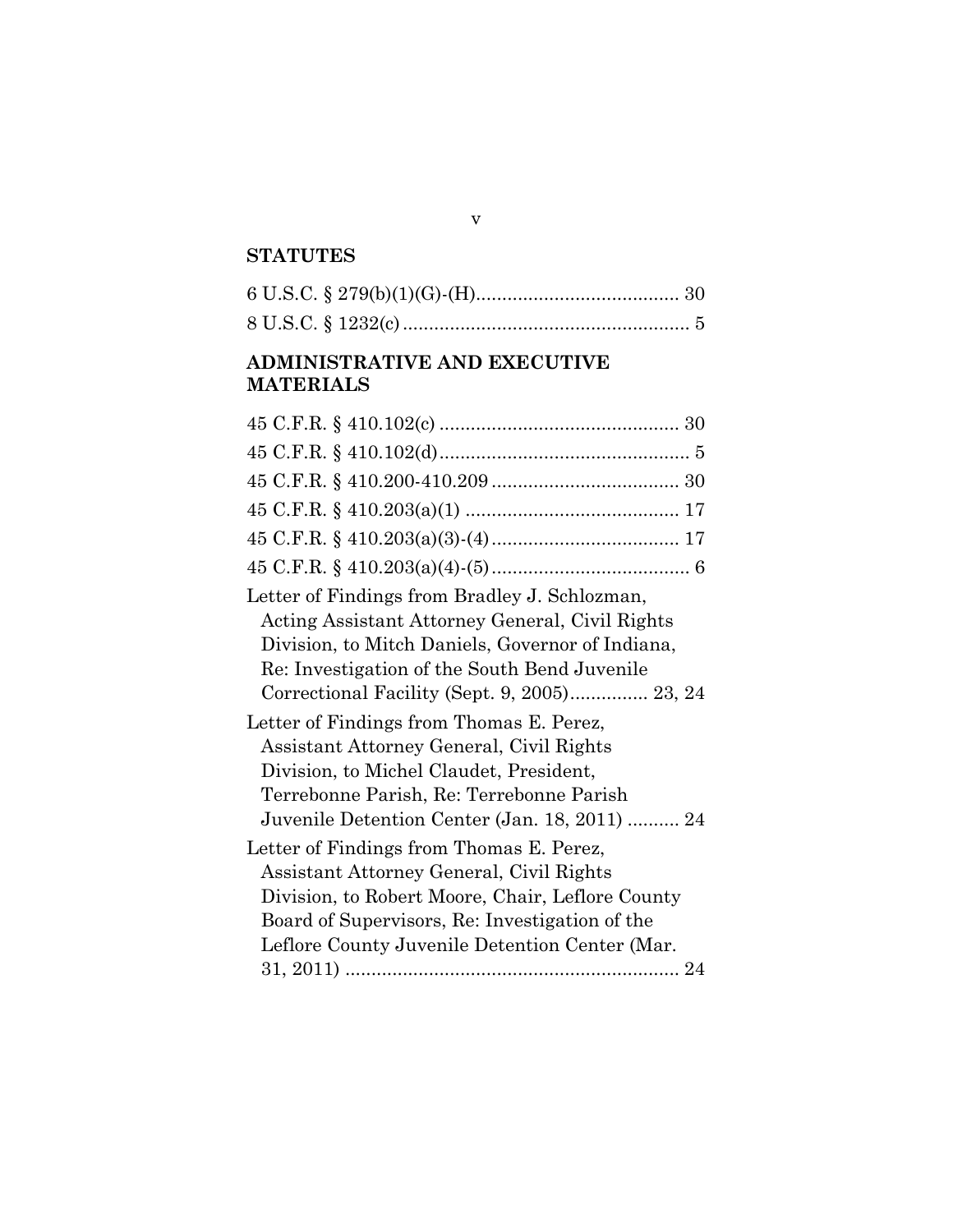## STATUTES

6 U.S.C. § 279(b)(1)(G)-(H)....................................... 30

8 U.S.C. § 1232(c) ....................................................... 5

## ADMINISTRATIVE AND EXECUTIVE MATERIALS

45 C.F.R. § 410.102(c) .............................................. 30

45 C.F.R. § 410.102(d)................................................ 5

45 C.F.R. § 410.200-410.209 .................................... 30

45 C.F.R. § 410.203(a)(1) ......................................... 17

45 C.F.R. § 410.203(a)(3)-(4).................................... 17

45 C.F.R. § 410.203(a)(4)-(5)...................................... 6

Letter of Findings from Bradley J. Schlozman, Acting Assistant Attorney General, Civil Rights Division, to Mitch Daniels, Governor of Indiana, Re: Investigation of the South Bend Juvenile Correctional Facility (Sept. 9, 2005)............... 23, 24

Letter of Findings from Thomas E. Perez, Assistant Attorney General, Civil Rights Division, to Michel Claudet, President, Terrebonne Parish, Re: Terrebonne Parish Juvenile Detention Center (Jan. 18, 2011) .......... 24

Letter of Findings from Thomas E. Perez, Assistant Attorney General, Civil Rights Division, to Robert Moore, Chair, Leflore County Board of Supervisors, Re: Investigation of the Leflore County Juvenile Detention Center (Mar. 31, 2011) ................................................................ 24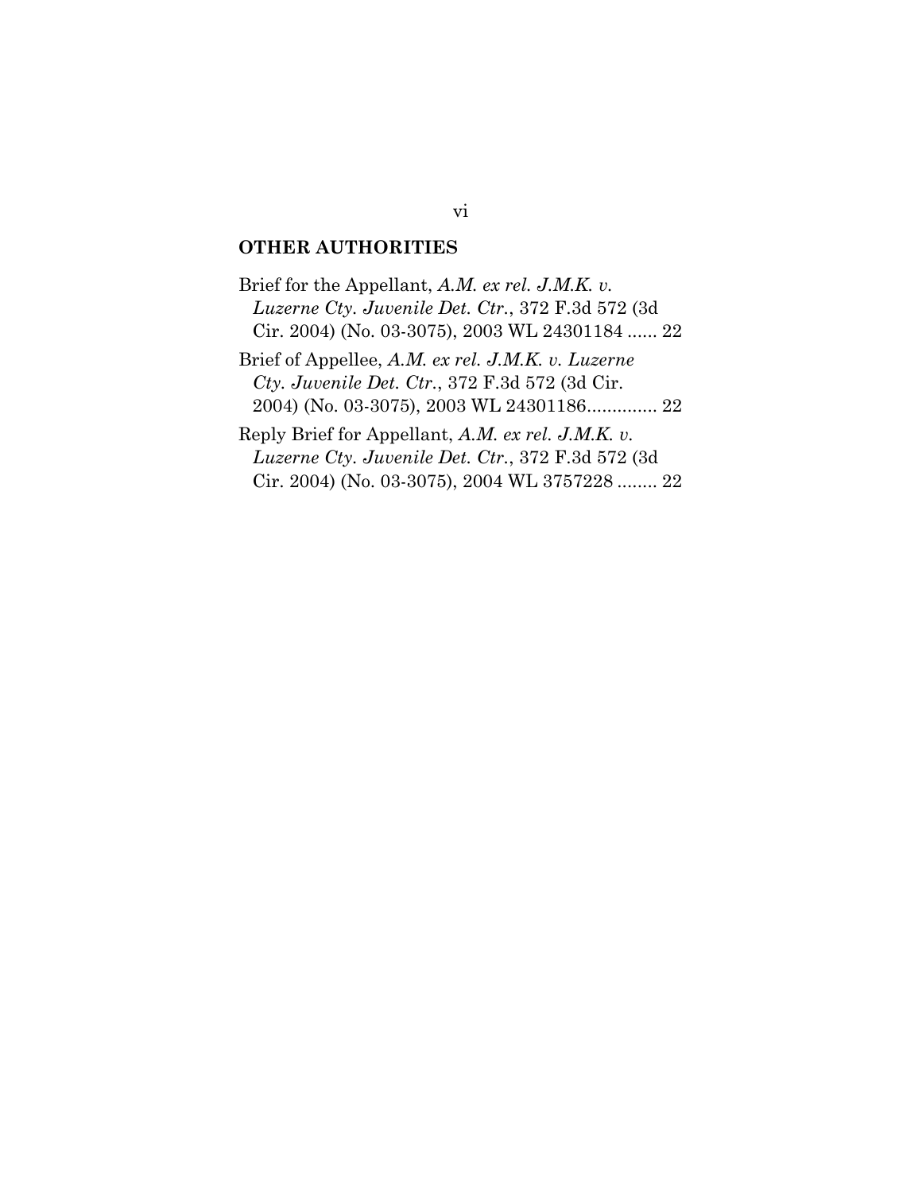## OTHER AUTHORITIES

Brief for the Appellant, *A.M. ex rel. J.M.K. v. Luzerne Cty. Juvenile Det. Ctr.*, 372 F.3d 572 (3d Cir. 2004) (No. 03-3075), 2003 WL 24301184 ...... 22

Brief of Appellee, *A.M. ex rel. J.M.K. v. Luzerne Cty. Juvenile Det. Ctr.*, 372 F.3d 572 (3d Cir. 2004) (No. 03-3075), 2003 WL 24301186.............. 22

Reply Brief for Appellant, *A.M. ex rel. J.M.K. v. Luzerne Cty. Juvenile Det. Ctr.*, 372 F.3d 572 (3d Cir. 2004) (No. 03-3075), 2004 WL 3757228 ........ 22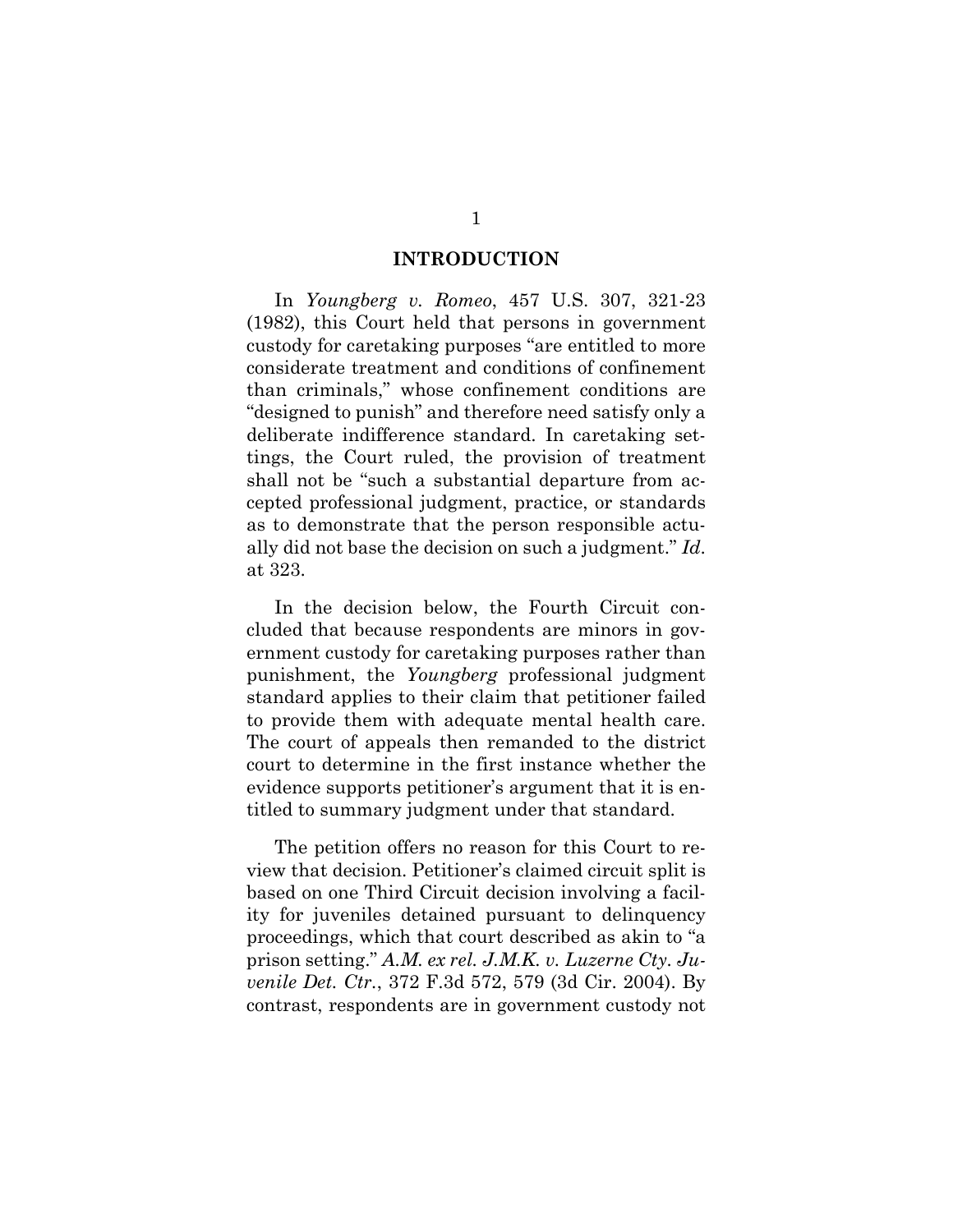## INTRODUCTION

In *Youngberg v. Romeo*, 457 U.S. 307, 321-23 (1982), this Court held that persons in government custody for caretaking purposes "are entitled to more considerate treatment and conditions of confinement than criminals," whose confinement conditions are "designed to punish" and therefore need satisfy only a deliberate indifference standard. In caretaking settings, the Court ruled, the provision of treatment shall not be "such a substantial departure from accepted professional judgment, practice, or standards as to demonstrate that the person responsible actually did not base the decision on such a judgment." *Id.* at 323.

In the decision below, the Fourth Circuit concluded that because respondents are minors in government custody for caretaking purposes rather than punishment, the *Youngberg* professional judgment standard applies to their claim that petitioner failed to provide them with adequate mental health care. The court of appeals then remanded to the district court to determine in the first instance whether the evidence supports petitioner's argument that it is entitled to summary judgment under that standard.

The petition offers no reason for this Court to review that decision. Petitioner's claimed circuit split is based on one Third Circuit decision involving a facility for juveniles detained pursuant to delinquency proceedings, which that court described as akin to "a prison setting." *A.M. ex rel. J.M.K. v. Luzerne Cty. Juvenile Det. Ctr.*, 372 F.3d 572, 579 (3d Cir. 2004). By contrast, respondents are in government custody not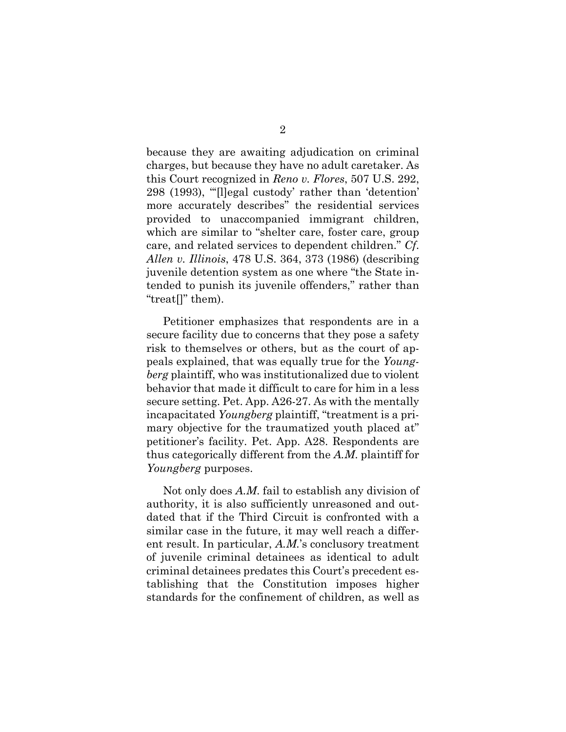because they are awaiting adjudication on criminal charges, but because they have no adult caretaker. As this Court recognized in *Reno v. Flores*, 507 U.S. 292, 298 (1993), "'[l]egal custody' rather than 'detention' more accurately describes" the residential services provided to unaccompanied immigrant children, which are similar to "shelter care, foster care, group care, and related services to dependent children." *Cf. Allen v. Illinois*, 478 U.S. 364, 373 (1986) (describing juvenile detention system as one where "the State intended to punish its juvenile offenders," rather than "treat[]" them).

Petitioner emphasizes that respondents are in a secure facility due to concerns that they pose a safety risk to themselves or others, but as the court of appeals explained, that was equally true for the *Youngberg* plaintiff, who was institutionalized due to violent behavior that made it difficult to care for him in a less secure setting. Pet. App. A26-27. As with the mentally incapacitated *Youngberg* plaintiff, "treatment is a primary objective for the traumatized youth placed at" petitioner's facility. Pet. App. A28. Respondents are thus categorically different from the *A.M.* plaintiff for *Youngberg* purposes.

Not only does *A.M.* fail to establish any division of authority, it is also sufficiently unreasoned and outdated that if the Third Circuit is confronted with a similar case in the future, it may well reach a different result. In particular, *A.M.*'s conclusory treatment of juvenile criminal detainees as identical to adult criminal detainees predates this Court's precedent establishing that the Constitution imposes higher standards for the confinement of children, as well as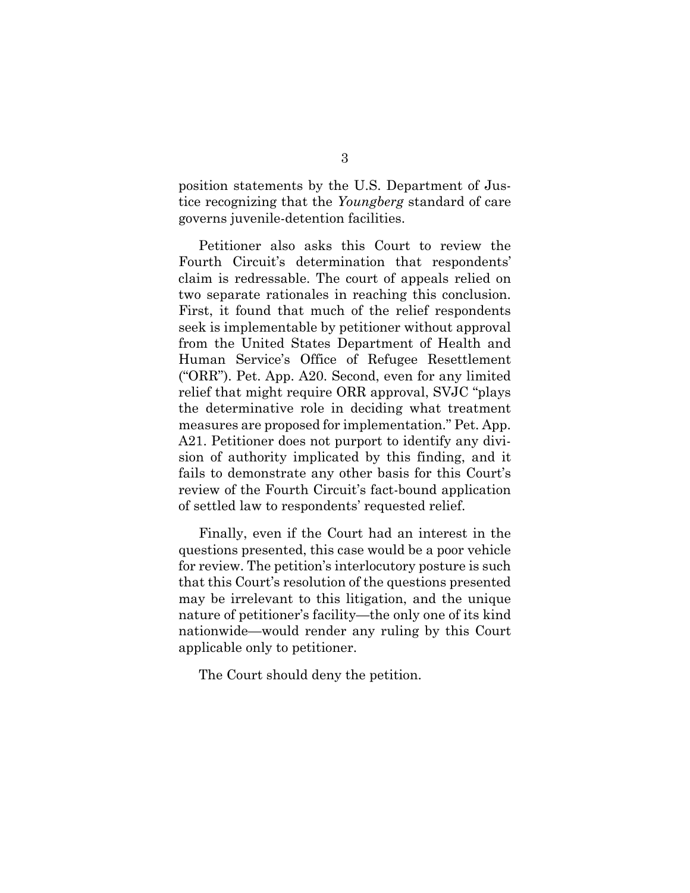position statements by the U.S. Department of Justice recognizing that the *Youngberg* standard of care governs juvenile-detention facilities.

Petitioner also asks this Court to review the Fourth Circuit's determination that respondents' claim is redressable. The court of appeals relied on two separate rationales in reaching this conclusion. First, it found that much of the relief respondents seek is implementable by petitioner without approval from the United States Department of Health and Human Service's Office of Refugee Resettlement ("ORR"). Pet. App. A20. Second, even for any limited relief that might require ORR approval, SVJC "plays the determinative role in deciding what treatment measures are proposed for implementation." Pet. App. A21. Petitioner does not purport to identify any division of authority implicated by this finding, and it fails to demonstrate any other basis for this Court's review of the Fourth Circuit's fact-bound application of settled law to respondents' requested relief.

Finally, even if the Court had an interest in the questions presented, this case would be a poor vehicle for review. The petition's interlocutory posture is such that this Court's resolution of the questions presented may be irrelevant to this litigation, and the unique nature of petitioner's facility—the only one of its kind nationwide—would render any ruling by this Court applicable only to petitioner.

The Court should deny the petition.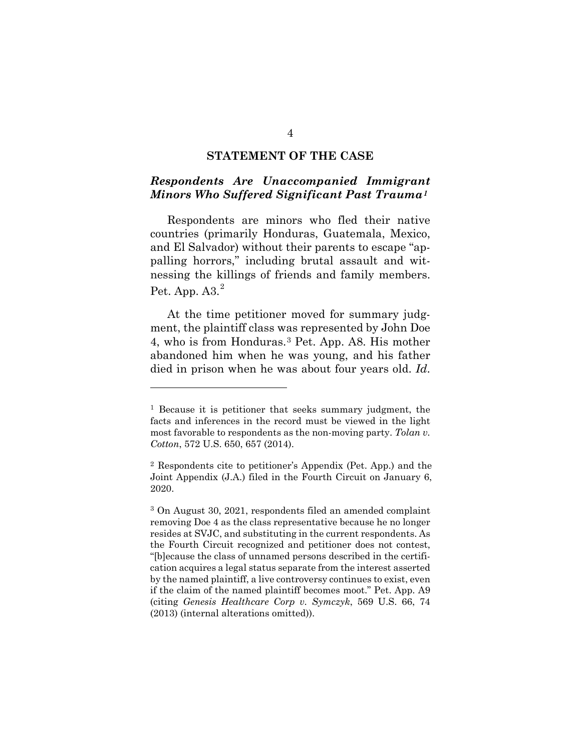## STATEMENT OF THE CASE

### *Respondents Are Unaccompanied Immigrant Minors Who Suffered Significant Past Trauma*[1]

Respondents are minors who fled their native countries (primarily Honduras, Guatemala, Mexico, and El Salvador) without their parents to escape "appalling horrors," including brutal assault and witnessing the killings of friends and family members. Pet. App. A3.[2]

At the time petitioner moved for summary judgment, the plaintiff class was represented by John Doe 4, who is from Honduras.[3] Pet. App. A8. His mother abandoned him when he was young, and his father died in prison when he was about four years old. *Id*.

---

[1] Because it is petitioner that seeks summary judgment, the facts and inferences in the record must be viewed in the light most favorable to respondents as the non-moving party. *Tolan v. Cotton*, 572 U.S. 650, 657 (2014).

[2] Respondents cite to petitioner's Appendix (Pet. App.) and the Joint Appendix (J.A.) filed in the Fourth Circuit on January 6, 2020.

[3] On August 30, 2021, respondents filed an amended complaint removing Doe 4 as the class representative because he no longer resides at SVJC, and substituting in the current respondents. As the Fourth Circuit recognized and petitioner does not contest, "[b]ecause the class of unnamed persons described in the certification acquires a legal status separate from the interest asserted by the named plaintiff, a live controversy continues to exist, even if the claim of the named plaintiff becomes moot." Pet. App. A9 (citing *Genesis Healthcare Corp v. Symczyk*, 569 U.S. 66, 74 (2013) (internal alterations omitted)).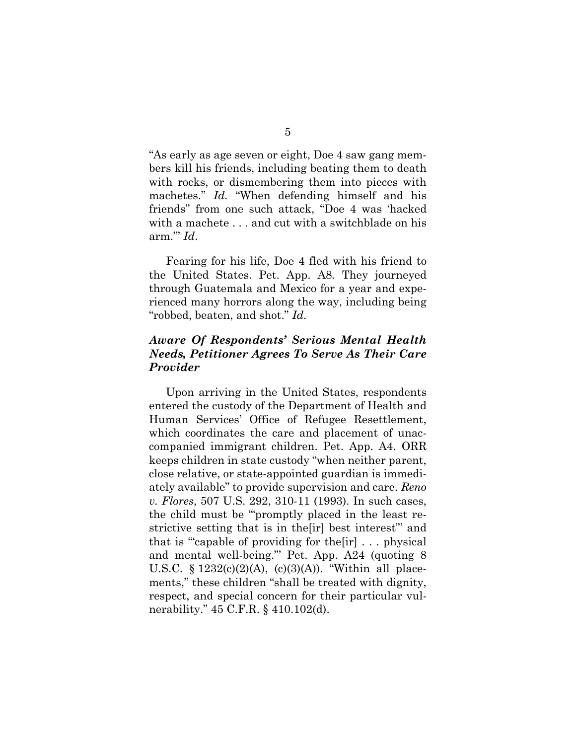"As early as age seven or eight, Doe 4 saw gang members kill his friends, including beating them to death with rocks, or dismembering them into pieces with machetes." *Id.* "When defending himself and his friends" from one such attack, "Doe 4 was 'hacked with a machete . . . and cut with a switchblade on his arm.'" *Id*.

Fearing for his life, Doe 4 fled with his friend to the United States. Pet. App. A8. They journeyed through Guatemala and Mexico for a year and experienced many horrors along the way, including being "robbed, beaten, and shot." *Id*.

***Aware Of Respondents' Serious Mental Health Needs, Petitioner Agrees To Serve As Their Care Provider***

Upon arriving in the United States, respondents entered the custody of the Department of Health and Human Services' Office of Refugee Resettlement, which coordinates the care and placement of unaccompanied immigrant children. Pet. App. A4. ORR keeps children in state custody "when neither parent, close relative, or state-appointed guardian is immediately available" to provide supervision and care. *Reno v. Flores*, 507 U.S. 292, 310-11 (1993). In such cases, the child must be "'promptly placed in the least restrictive setting that is in the[ir] best interest'" and that is "'capable of providing for the[ir] . . . physical and mental well-being.'" Pet. App. A24 (quoting 8 U.S.C. § 1232(c)(2)(A), (c)(3)(A)). "Within all placements," these children "shall be treated with dignity, respect, and special concern for their particular vulnerability." 45 C.F.R. § 410.102(d).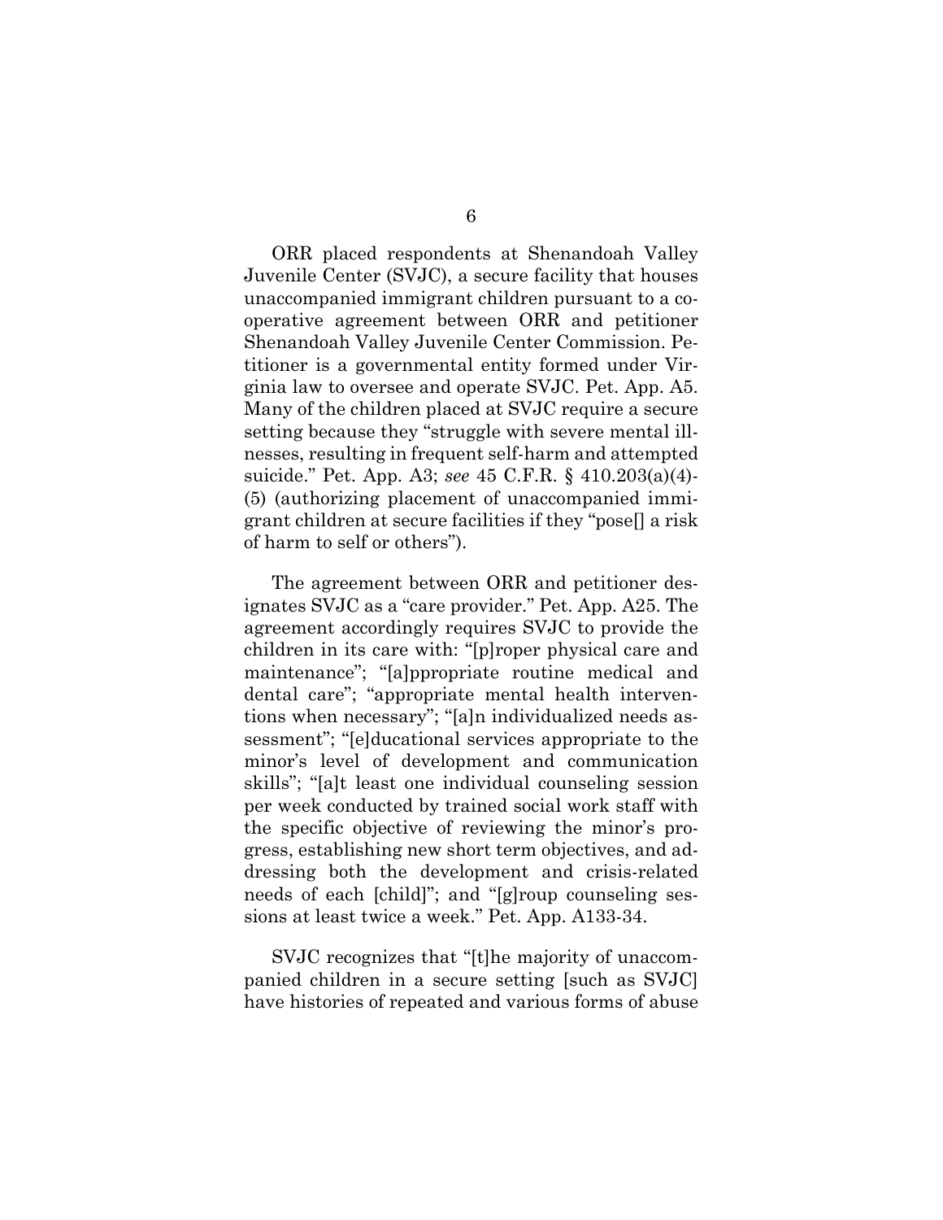ORR placed respondents at Shenandoah Valley Juvenile Center (SVJC), a secure facility that houses unaccompanied immigrant children pursuant to a cooperative agreement between ORR and petitioner Shenandoah Valley Juvenile Center Commission. Petitioner is a governmental entity formed under Virginia law to oversee and operate SVJC. Pet. App. A5. Many of the children placed at SVJC require a secure setting because they "struggle with severe mental illnesses, resulting in frequent self-harm and attempted suicide." Pet. App. A3; *see* 45 C.F.R. § 410.203(a)(4)-(5) (authorizing placement of unaccompanied immigrant children at secure facilities if they "pose[] a risk of harm to self or others").

The agreement between ORR and petitioner designates SVJC as a "care provider." Pet. App. A25. The agreement accordingly requires SVJC to provide the children in its care with: "[p]roper physical care and maintenance"; "[a]ppropriate routine medical and dental care"; "appropriate mental health interventions when necessary"; "[a]n individualized needs assessment"; "[e]ducational services appropriate to the minor's level of development and communication skills"; "[a]t least one individual counseling session per week conducted by trained social work staff with the specific objective of reviewing the minor's progress, establishing new short term objectives, and addressing both the development and crisis-related needs of each [child]"; and "[g]roup counseling sessions at least twice a week." Pet. App. A133-34.

SVJC recognizes that "[t]he majority of unaccompanied children in a secure setting [such as SVJC] have histories of repeated and various forms of abuse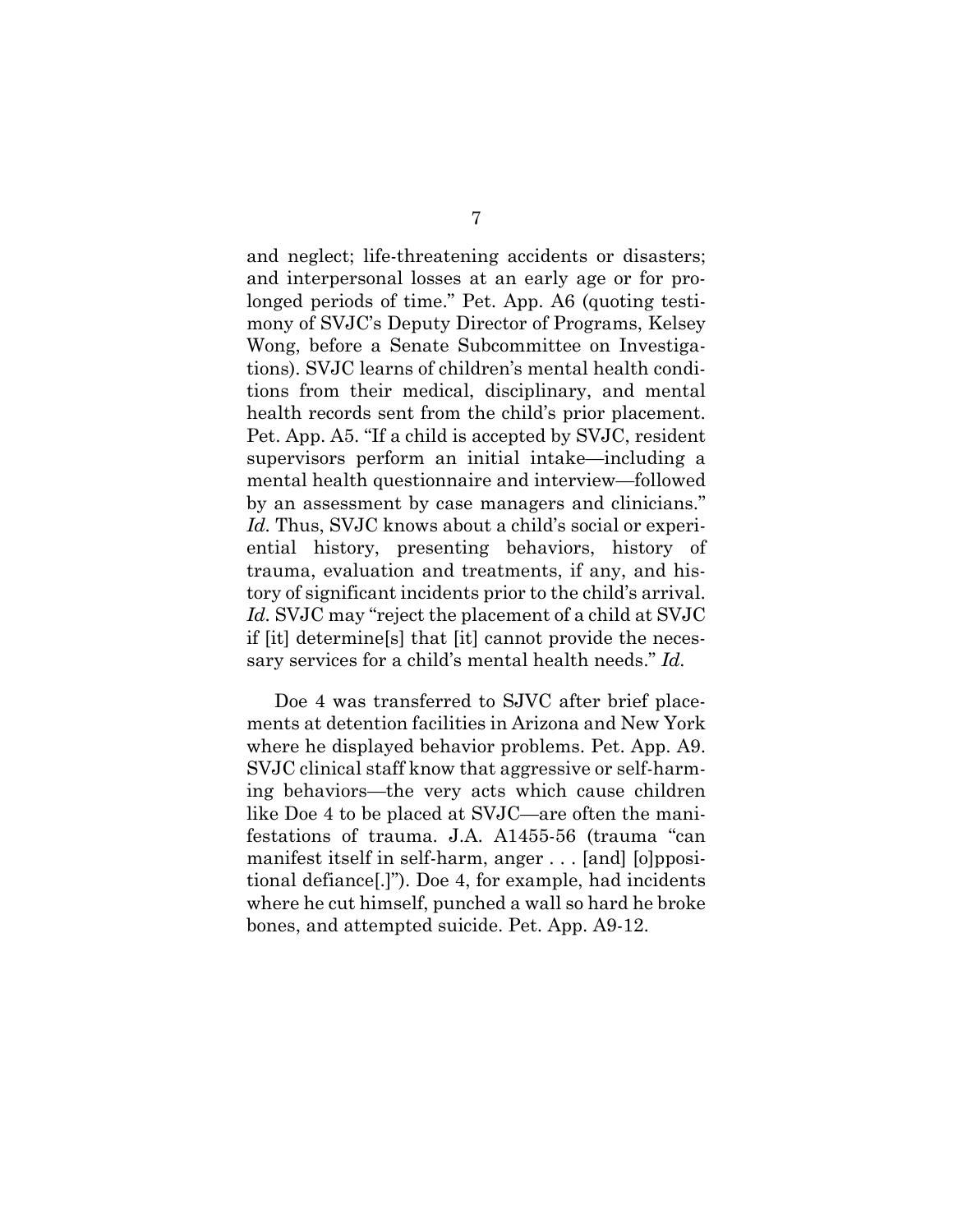and neglect; life-threatening accidents or disasters; and interpersonal losses at an early age or for prolonged periods of time." Pet. App. A6 (quoting testimony of SVJC's Deputy Director of Programs, Kelsey Wong, before a Senate Subcommittee on Investigations). SVJC learns of children's mental health conditions from their medical, disciplinary, and mental health records sent from the child's prior placement. Pet. App. A5. "If a child is accepted by SVJC, resident supervisors perform an initial intake—including a mental health questionnaire and interview—followed by an assessment by case managers and clinicians." *Id.* Thus, SVJC knows about a child's social or experiential history, presenting behaviors, history of trauma, evaluation and treatments, if any, and history of significant incidents prior to the child's arrival. *Id.* SVJC may "reject the placement of a child at SVJC if [it] determine[s] that [it] cannot provide the necessary services for a child's mental health needs." *Id.*

Doe 4 was transferred to SJVC after brief placements at detention facilities in Arizona and New York where he displayed behavior problems. Pet. App. A9. SVJC clinical staff know that aggressive or self-harming behaviors—the very acts which cause children like Doe 4 to be placed at SVJC—are often the manifestations of trauma. J.A. A1455-56 (trauma "can manifest itself in self-harm, anger . . . [and] [o]ppositional defiance[.]"). Doe 4, for example, had incidents where he cut himself, punched a wall so hard he broke bones, and attempted suicide. Pet. App. A9-12.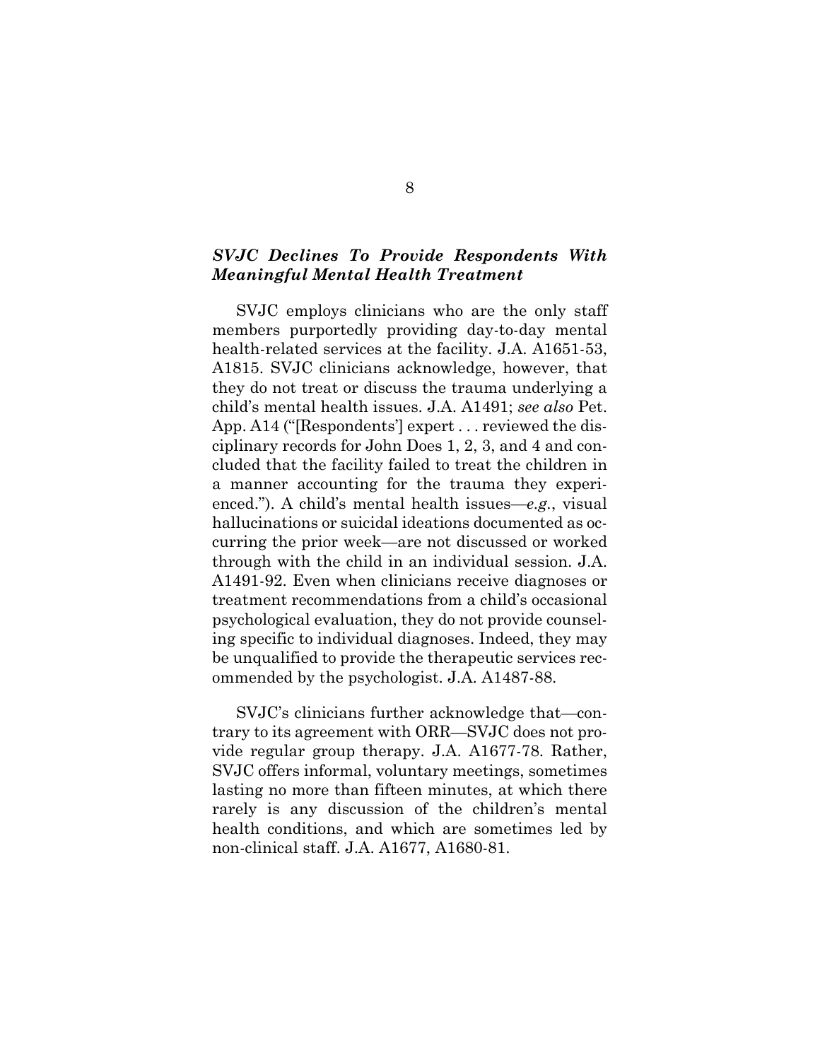### *SVJC Declines To Provide Respondents With Meaningful Mental Health Treatment*

SVJC employs clinicians who are the only staff members purportedly providing day-to-day mental health-related services at the facility. J.A. A1651-53, A1815. SVJC clinicians acknowledge, however, that they do not treat or discuss the trauma underlying a child's mental health issues. J.A. A1491; *see also* Pet. App. A14 ("[Respondents'] expert . . . reviewed the disciplinary records for John Does 1, 2, 3, and 4 and concluded that the facility failed to treat the children in a manner accounting for the trauma they experienced."). A child's mental health issues—*e.g.*, visual hallucinations or suicidal ideations documented as occurring the prior week—are not discussed or worked through with the child in an individual session. J.A. A1491-92. Even when clinicians receive diagnoses or treatment recommendations from a child's occasional psychological evaluation, they do not provide counseling specific to individual diagnoses. Indeed, they may be unqualified to provide the therapeutic services recommended by the psychologist. J.A. A1487-88.

SVJC's clinicians further acknowledge that—contrary to its agreement with ORR—SVJC does not provide regular group therapy. J.A. A1677-78. Rather, SVJC offers informal, voluntary meetings, sometimes lasting no more than fifteen minutes, at which there rarely is any discussion of the children's mental health conditions, and which are sometimes led by non-clinical staff. J.A. A1677, A1680-81.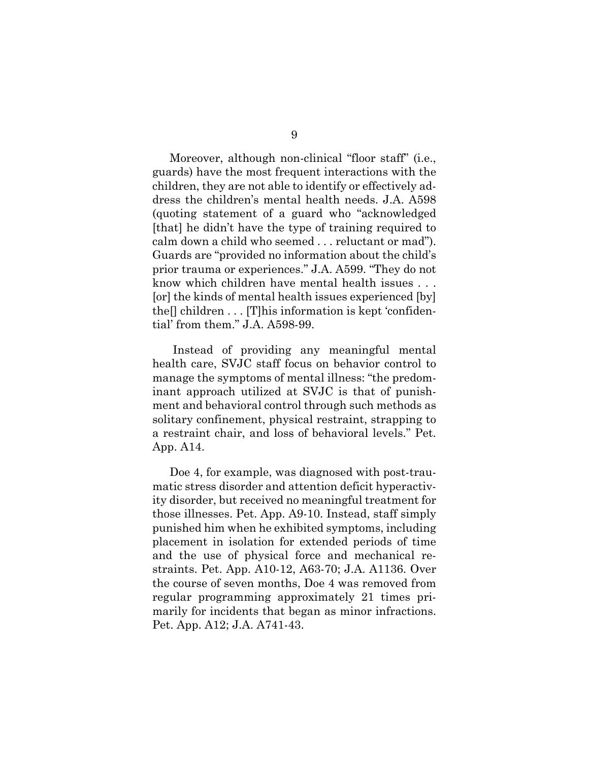Moreover, although non-clinical "floor staff" (i.e., guards) have the most frequent interactions with the children, they are not able to identify or effectively address the children's mental health needs. J.A. A598 (quoting statement of a guard who "acknowledged [that] he didn't have the type of training required to calm down a child who seemed . . . reluctant or mad"). Guards are "provided no information about the child's prior trauma or experiences." J.A. A599. "They do not know which children have mental health issues . . . [or] the kinds of mental health issues experienced [by] the[] children . . . [T]his information is kept 'confidential' from them." J.A. A598-99.

Instead of providing any meaningful mental health care, SVJC staff focus on behavior control to manage the symptoms of mental illness: "the predominant approach utilized at SVJC is that of punishment and behavioral control through such methods as solitary confinement, physical restraint, strapping to a restraint chair, and loss of behavioral levels." Pet. App. A14.

Doe 4, for example, was diagnosed with post-traumatic stress disorder and attention deficit hyperactivity disorder, but received no meaningful treatment for those illnesses. Pet. App. A9-10. Instead, staff simply punished him when he exhibited symptoms, including placement in isolation for extended periods of time and the use of physical force and mechanical restraints. Pet. App. A10-12, A63-70; J.A. A1136. Over the course of seven months, Doe 4 was removed from regular programming approximately 21 times primarily for incidents that began as minor infractions. Pet. App. A12; J.A. A741-43.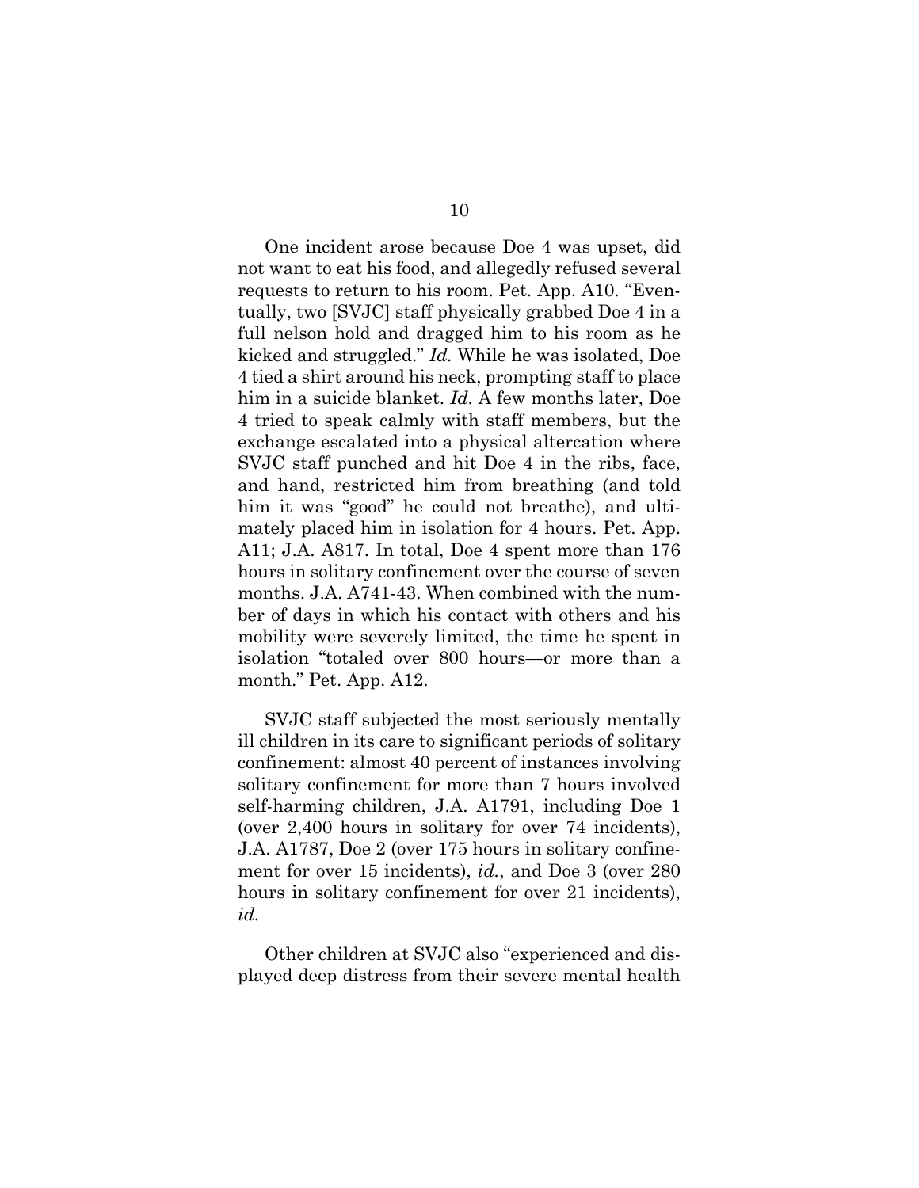One incident arose because Doe 4 was upset, did not want to eat his food, and allegedly refused several requests to return to his room. Pet. App. A10. "Eventually, two [SVJC] staff physically grabbed Doe 4 in a full nelson hold and dragged him to his room as he kicked and struggled." *Id.* While he was isolated, Doe 4 tied a shirt around his neck, prompting staff to place him in a suicide blanket. *Id.* A few months later, Doe 4 tried to speak calmly with staff members, but the exchange escalated into a physical altercation where SVJC staff punched and hit Doe 4 in the ribs, face, and hand, restricted him from breathing (and told him it was "good" he could not breathe), and ultimately placed him in isolation for 4 hours. Pet. App. A11; J.A. A817. In total, Doe 4 spent more than 176 hours in solitary confinement over the course of seven months. J.A. A741-43. When combined with the number of days in which his contact with others and his mobility were severely limited, the time he spent in isolation "totaled over 800 hours—or more than a month." Pet. App. A12.

SVJC staff subjected the most seriously mentally ill children in its care to significant periods of solitary confinement: almost 40 percent of instances involving solitary confinement for more than 7 hours involved self-harming children, J.A. A1791, including Doe 1 (over 2,400 hours in solitary for over 74 incidents), J.A. A1787, Doe 2 (over 175 hours in solitary confinement for over 15 incidents), *id.*, and Doe 3 (over 280 hours in solitary confinement for over 21 incidents), *id.*

Other children at SVJC also "experienced and displayed deep distress from their severe mental health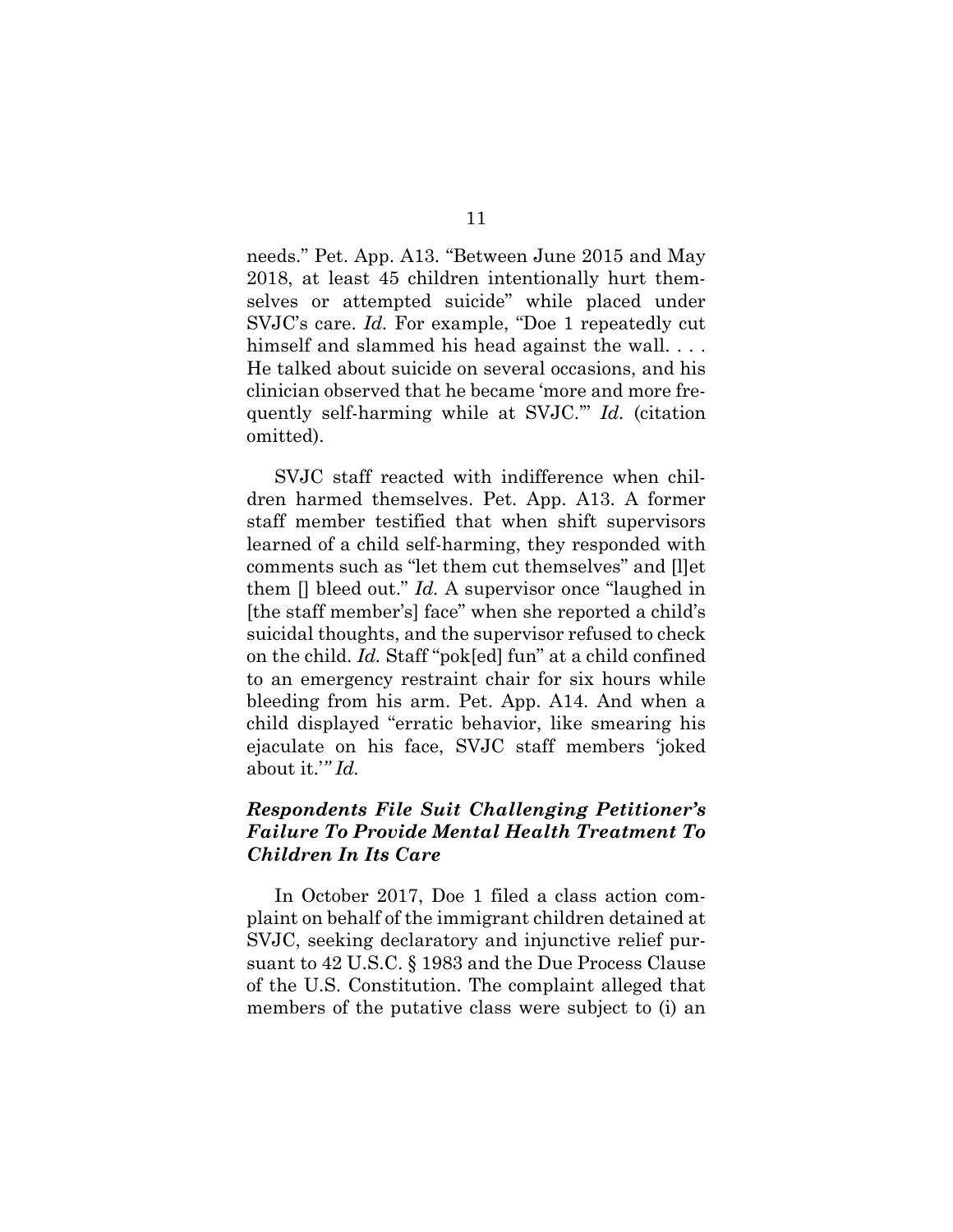needs." Pet. App. A13. "Between June 2015 and May 2018, at least 45 children intentionally hurt themselves or attempted suicide" while placed under SVJC's care. *Id.* For example, "Doe 1 repeatedly cut himself and slammed his head against the wall. . . . He talked about suicide on several occasions, and his clinician observed that he became 'more and more frequently self-harming while at SVJC.'" *Id.* (citation omitted).

SVJC staff reacted with indifference when children harmed themselves. Pet. App. A13. A former staff member testified that when shift supervisors learned of a child self-harming, they responded with comments such as "let them cut themselves" and [l]et them [] bleed out." *Id.* A supervisor once "laughed in [the staff member's] face" when she reported a child's suicidal thoughts, and the supervisor refused to check on the child. *Id.* Staff "pok[ed] fun" at a child confined to an emergency restraint chair for six hours while bleeding from his arm. Pet. App. A14. And when a child displayed "erratic behavior, like smearing his ejaculate on his face, SVJC staff members 'joked about it.'" *Id.*

***Respondents File Suit Challenging Petitioner's Failure To Provide Mental Health Treatment To Children In Its Care***

In October 2017, Doe 1 filed a class action complaint on behalf of the immigrant children detained at SVJC, seeking declaratory and injunctive relief pursuant to 42 U.S.C. § 1983 and the Due Process Clause of the U.S. Constitution. The complaint alleged that members of the putative class were subject to (i) an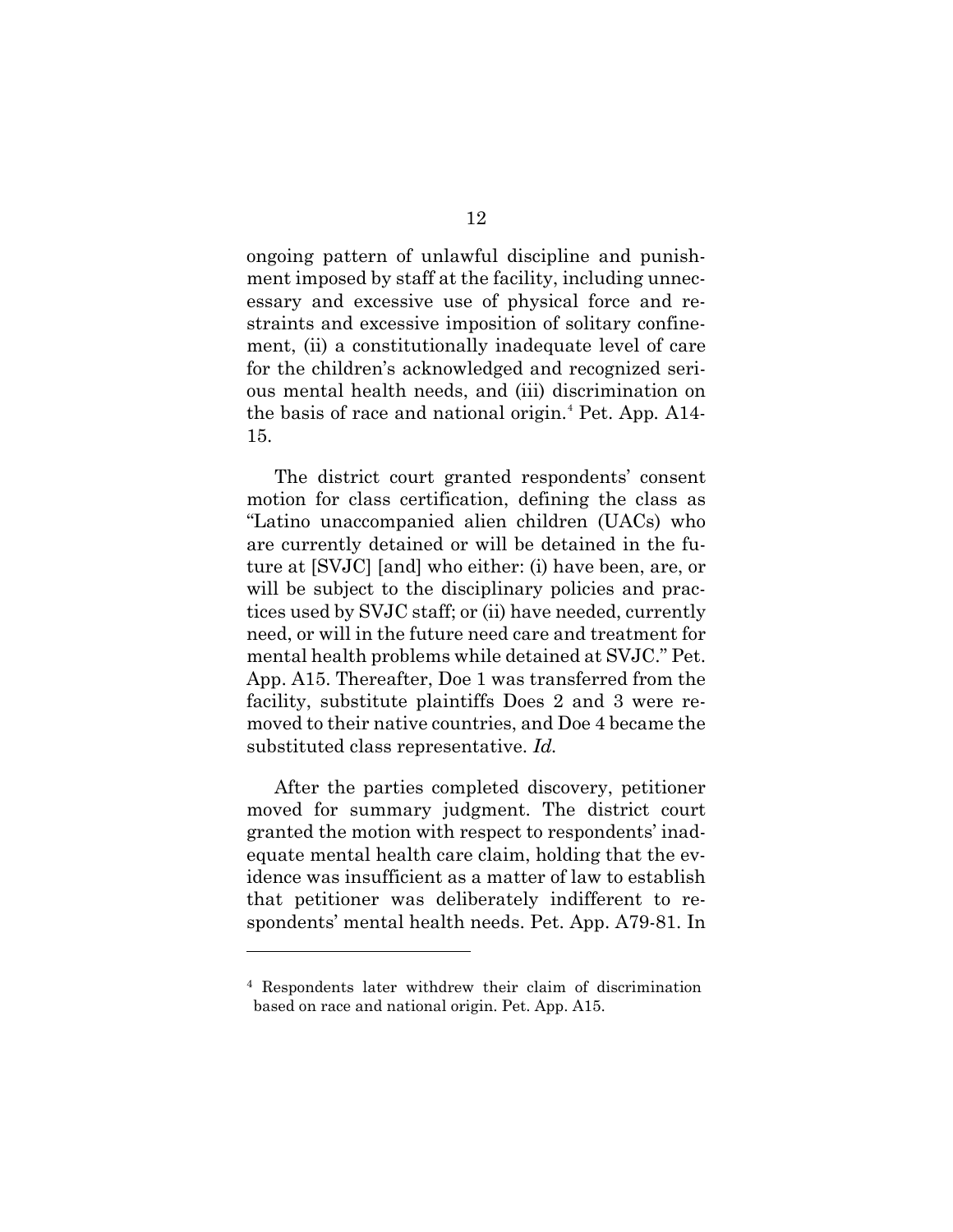ongoing pattern of unlawful discipline and punishment imposed by staff at the facility, including unnecessary and excessive use of physical force and restraints and excessive imposition of solitary confinement, (ii) a constitutionally inadequate level of care for the children's acknowledged and recognized serious mental health needs, and (iii) discrimination on the basis of race and national origin.[4] Pet. App. A14-15.

The district court granted respondents' consent motion for class certification, defining the class as "Latino unaccompanied alien children (UACs) who are currently detained or will be detained in the future at [SVJC] [and] who either: (i) have been, are, or will be subject to the disciplinary policies and practices used by SVJC staff; or (ii) have needed, currently need, or will in the future need care and treatment for mental health problems while detained at SVJC." Pet. App. A15. Thereafter, Doe 1 was transferred from the facility, substitute plaintiffs Does 2 and 3 were removed to their native countries, and Doe 4 became the substituted class representative. *Id.*

After the parties completed discovery, petitioner moved for summary judgment. The district court granted the motion with respect to respondents' inadequate mental health care claim, holding that the evidence was insufficient as a matter of law to establish that petitioner was deliberately indifferent to respondents' mental health needs. Pet. App. A79-81. In

---

[4] Respondents later withdrew their claim of discrimination based on race and national origin. Pet. App. A15.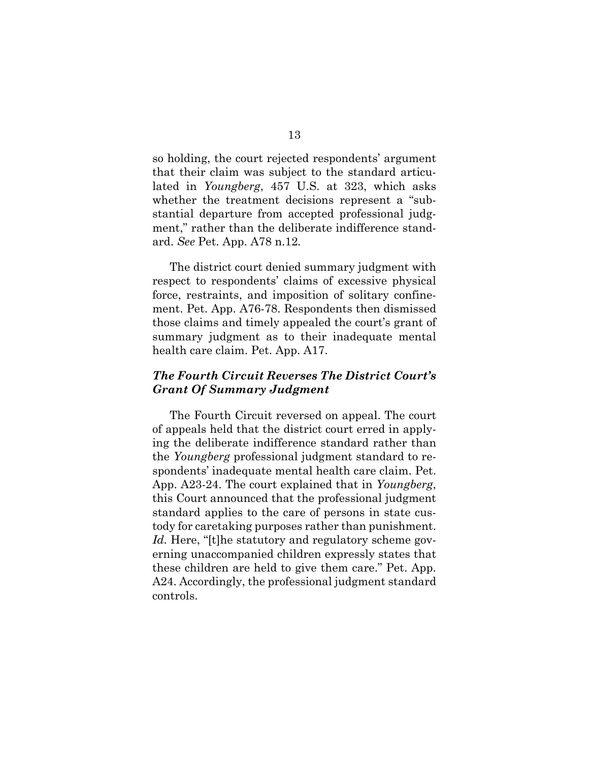so holding, the court rejected respondents' argument that their claim was subject to the standard articulated in *Youngberg*, 457 U.S. at 323, which asks whether the treatment decisions represent a "substantial departure from accepted professional judgment," rather than the deliberate indifference standard. *See* Pet. App. A78 n.12.

The district court denied summary judgment with respect to respondents' claims of excessive physical force, restraints, and imposition of solitary confinement. Pet. App. A76-78. Respondents then dismissed those claims and timely appealed the court's grant of summary judgment as to their inadequate mental health care claim. Pet. App. A17.

### *The Fourth Circuit Reverses The District Court's Grant Of Summary Judgment*

The Fourth Circuit reversed on appeal. The court of appeals held that the district court erred in applying the deliberate indifference standard rather than the *Youngberg* professional judgment standard to respondents' inadequate mental health care claim. Pet. App. A23-24. The court explained that in *Youngberg*, this Court announced that the professional judgment standard applies to the care of persons in state custody for caretaking purposes rather than punishment. *Id.* Here, "[t]he statutory and regulatory scheme governing unaccompanied children expressly states that these children are held to give them care." Pet. App. A24. Accordingly, the professional judgment standard controls.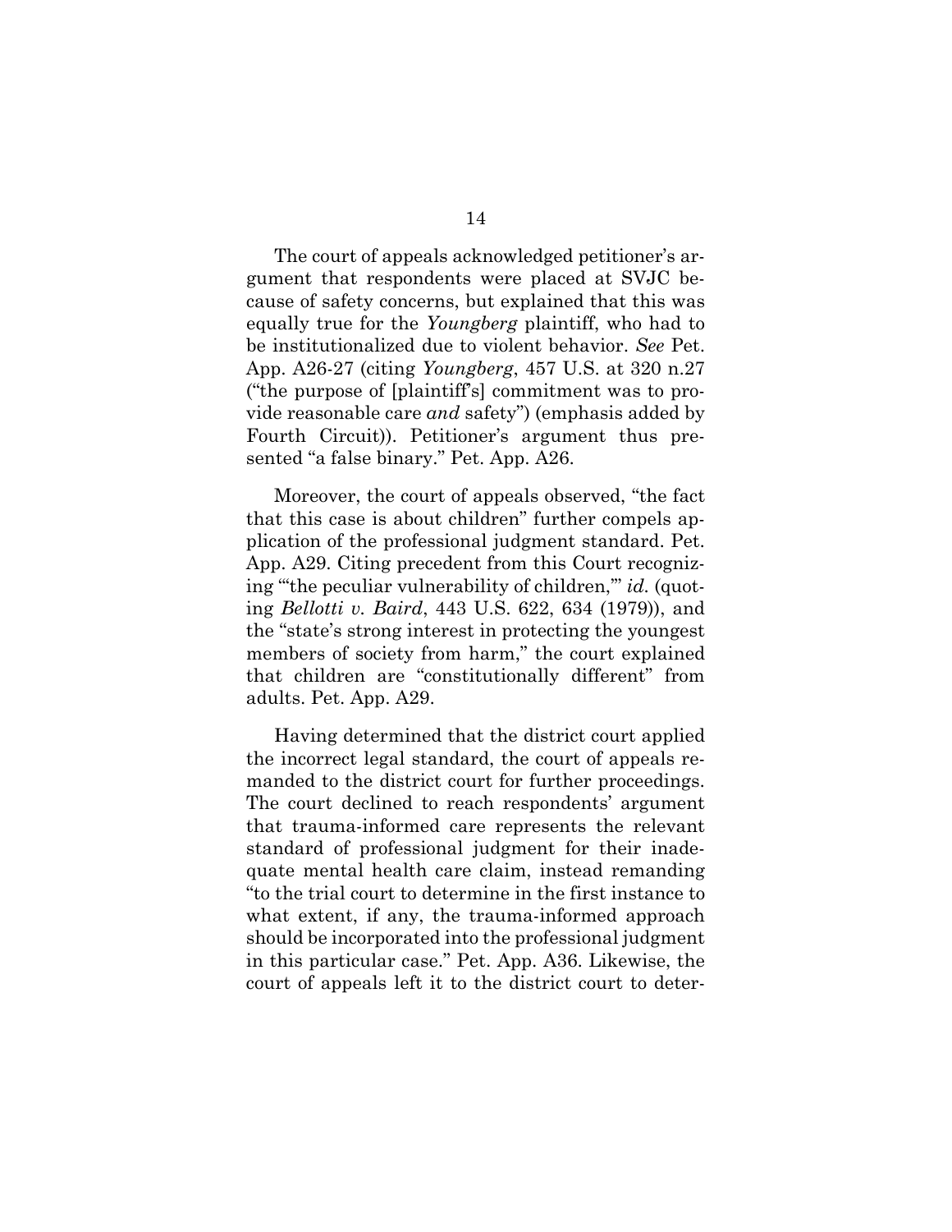The court of appeals acknowledged petitioner's argument that respondents were placed at SVJC because of safety concerns, but explained that this was equally true for the *Youngberg* plaintiff, who had to be institutionalized due to violent behavior. *See* Pet. App. A26-27 (citing *Youngberg*, 457 U.S. at 320 n.27 ("the purpose of [plaintiff's] commitment was to provide reasonable care *and* safety") (emphasis added by Fourth Circuit)). Petitioner's argument thus presented "a false binary." Pet. App. A26.

Moreover, the court of appeals observed, "the fact that this case is about children" further compels application of the professional judgment standard. Pet. App. A29. Citing precedent from this Court recognizing "'the peculiar vulnerability of children,'" *id.* (quoting *Bellotti v. Baird*, 443 U.S. 622, 634 (1979)), and the "state's strong interest in protecting the youngest members of society from harm," the court explained that children are "constitutionally different" from adults. Pet. App. A29.

Having determined that the district court applied the incorrect legal standard, the court of appeals remanded to the district court for further proceedings. The court declined to reach respondents' argument that trauma-informed care represents the relevant standard of professional judgment for their inadequate mental health care claim, instead remanding "to the trial court to determine in the first instance to what extent, if any, the trauma-informed approach should be incorporated into the professional judgment in this particular case." Pet. App. A36. Likewise, the court of appeals left it to the district court to deter-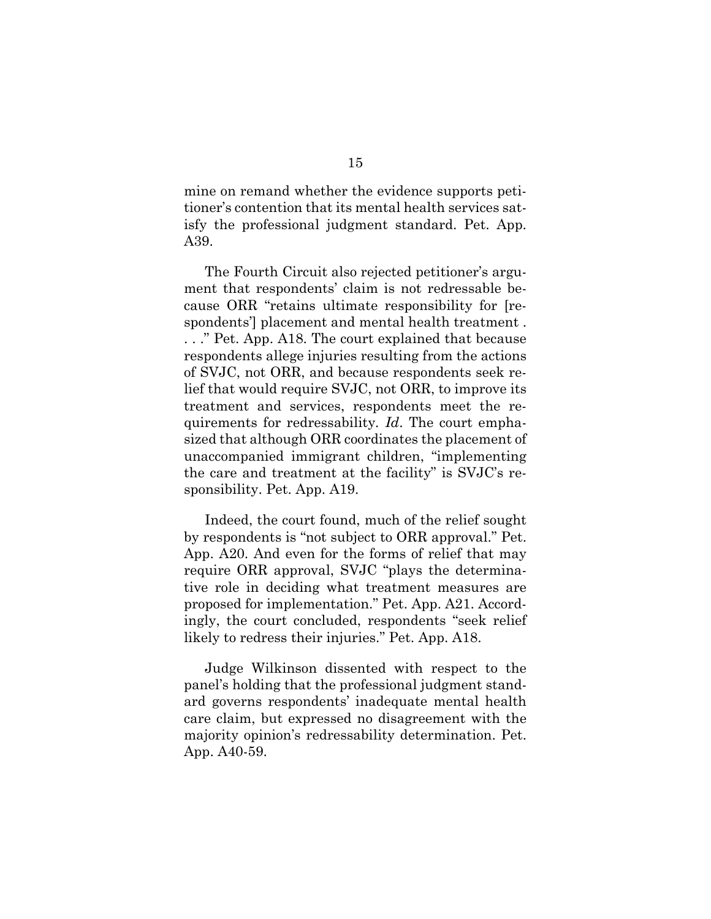mine on remand whether the evidence supports petitioner's contention that its mental health services satisfy the professional judgment standard. Pet. App. A39.

The Fourth Circuit also rejected petitioner's argument that respondents' claim is not redressable because ORR "retains ultimate responsibility for [respondents'] placement and mental health treatment . . . ." Pet. App. A18. The court explained that because respondents allege injuries resulting from the actions of SVJC, not ORR, and because respondents seek relief that would require SVJC, not ORR, to improve its treatment and services, respondents meet the requirements for redressability. *Id*. The court emphasized that although ORR coordinates the placement of unaccompanied immigrant children, "implementing the care and treatment at the facility" is SVJC's responsibility. Pet. App. A19.

Indeed, the court found, much of the relief sought by respondents is "not subject to ORR approval." Pet. App. A20. And even for the forms of relief that may require ORR approval, SVJC "plays the determinative role in deciding what treatment measures are proposed for implementation." Pet. App. A21. Accordingly, the court concluded, respondents "seek relief likely to redress their injuries." Pet. App. A18.

Judge Wilkinson dissented with respect to the panel's holding that the professional judgment standard governs respondents' inadequate mental health care claim, but expressed no disagreement with the majority opinion's redressability determination. Pet. App. A40-59.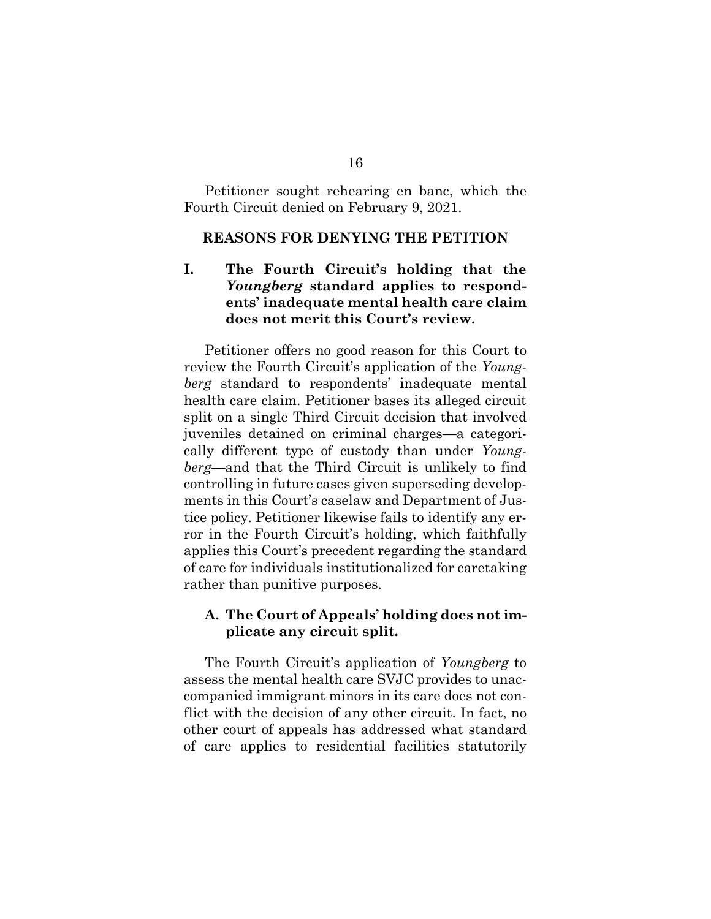Petitioner sought rehearing en banc, which the Fourth Circuit denied on February 9, 2021.

## REASONS FOR DENYING THE PETITION

### I. The Fourth Circuit's holding that the *Youngberg* standard applies to respondents' inadequate mental health care claim does not merit this Court's review.

Petitioner offers no good reason for this Court to review the Fourth Circuit's application of the *Youngberg* standard to respondents' inadequate mental health care claim. Petitioner bases its alleged circuit split on a single Third Circuit decision that involved juveniles detained on criminal charges—a categorically different type of custody than under *Youngberg*—and that the Third Circuit is unlikely to find controlling in future cases given superseding developments in this Court's caselaw and Department of Justice policy. Petitioner likewise fails to identify any error in the Fourth Circuit's holding, which faithfully applies this Court's precedent regarding the standard of care for individuals institutionalized for caretaking rather than punitive purposes.

#### A. The Court of Appeals' holding does not implicate any circuit split.

The Fourth Circuit's application of *Youngberg* to assess the mental health care SVJC provides to unaccompanied immigrant minors in its care does not conflict with the decision of any other circuit. In fact, no other court of appeals has addressed what standard of care applies to residential facilities statutorily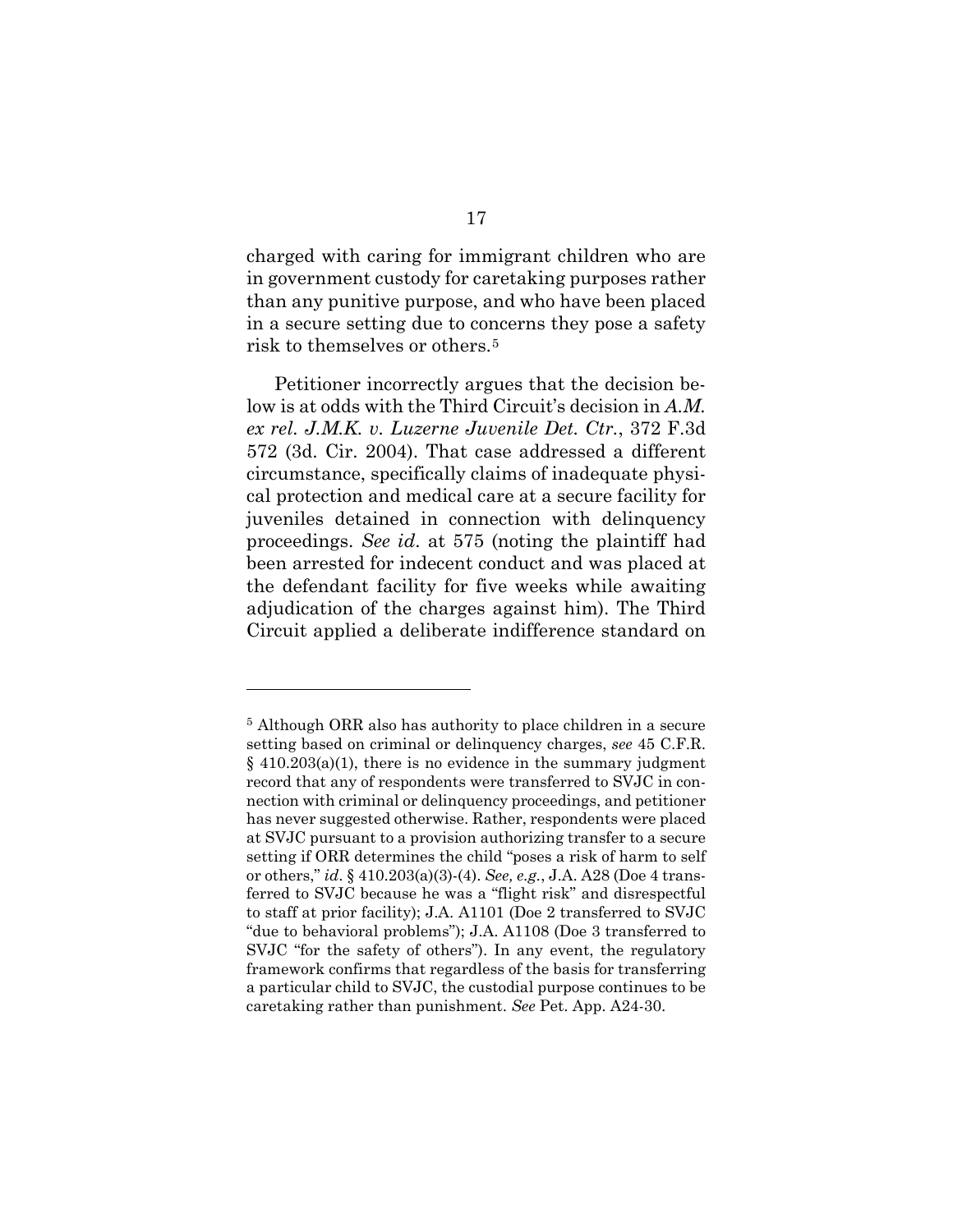charged with caring for immigrant children who are in government custody for caretaking purposes rather than any punitive purpose, and who have been placed in a secure setting due to concerns they pose a safety risk to themselves or others.[5]

Petitioner incorrectly argues that the decision below is at odds with the Third Circuit's decision in *A.M. ex rel. J.M.K. v. Luzerne Juvenile Det. Ctr.*, 372 F.3d 572 (3d. Cir. 2004). That case addressed a different circumstance, specifically claims of inadequate physical protection and medical care at a secure facility for juveniles detained in connection with delinquency proceedings. *See id*. at 575 (noting the plaintiff had been arrested for indecent conduct and was placed at the defendant facility for five weeks while awaiting adjudication of the charges against him). The Third Circuit applied a deliberate indifference standard on

---

[5] Although ORR also has authority to place children in a secure setting based on criminal or delinquency charges, *see* 45 C.F.R. § 410.203(a)(1), there is no evidence in the summary judgment record that any of respondents were transferred to SVJC in connection with criminal or delinquency proceedings, and petitioner has never suggested otherwise. Rather, respondents were placed at SVJC pursuant to a provision authorizing transfer to a secure setting if ORR determines the child "poses a risk of harm to self or others," *id*. § 410.203(a)(3)-(4). *See, e.g.*, J.A. A28 (Doe 4 transferred to SVJC because he was a "flight risk" and disrespectful to staff at prior facility); J.A. A1101 (Doe 2 transferred to SVJC "due to behavioral problems"); J.A. A1108 (Doe 3 transferred to SVJC "for the safety of others"). In any event, the regulatory framework confirms that regardless of the basis for transferring a particular child to SVJC, the custodial purpose continues to be caretaking rather than punishment. *See* Pet. App. A24-30.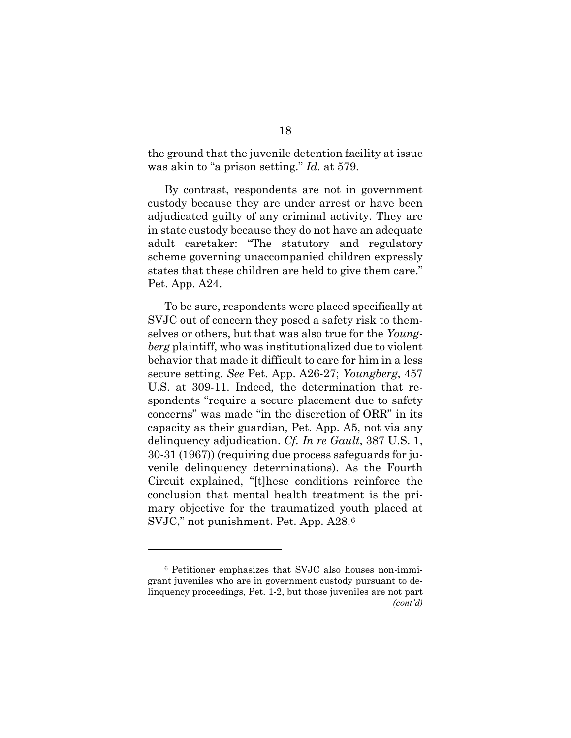the ground that the juvenile detention facility at issue was akin to "a prison setting." *Id.* at 579.

By contrast, respondents are not in government custody because they are under arrest or have been adjudicated guilty of any criminal activity. They are in state custody because they do not have an adequate adult caretaker: "The statutory and regulatory scheme governing unaccompanied children expressly states that these children are held to give them care." Pet. App. A24.

To be sure, respondents were placed specifically at SVJC out of concern they posed a safety risk to themselves or others, but that was also true for the *Youngberg* plaintiff, who was institutionalized due to violent behavior that made it difficult to care for him in a less secure setting. *See* Pet. App. A26-27; *Youngberg*, 457 U.S. at 309-11. Indeed, the determination that respondents "require a secure placement due to safety concerns" was made "in the discretion of ORR" in its capacity as their guardian, Pet. App. A5, not via any delinquency adjudication. *Cf. In re Gault*, 387 U.S. 1, 30-31 (1967)) (requiring due process safeguards for juvenile delinquency determinations). As the Fourth Circuit explained, "[t]hese conditions reinforce the conclusion that mental health treatment is the primary objective for the traumatized youth placed at SVJC," not punishment. Pet. App. A28.[6]

---

[6] Petitioner emphasizes that SVJC also houses non-immigrant juveniles who are in government custody pursuant to delinquency proceedings, Pet. 1-2, but those juveniles are not part *(cont'd)*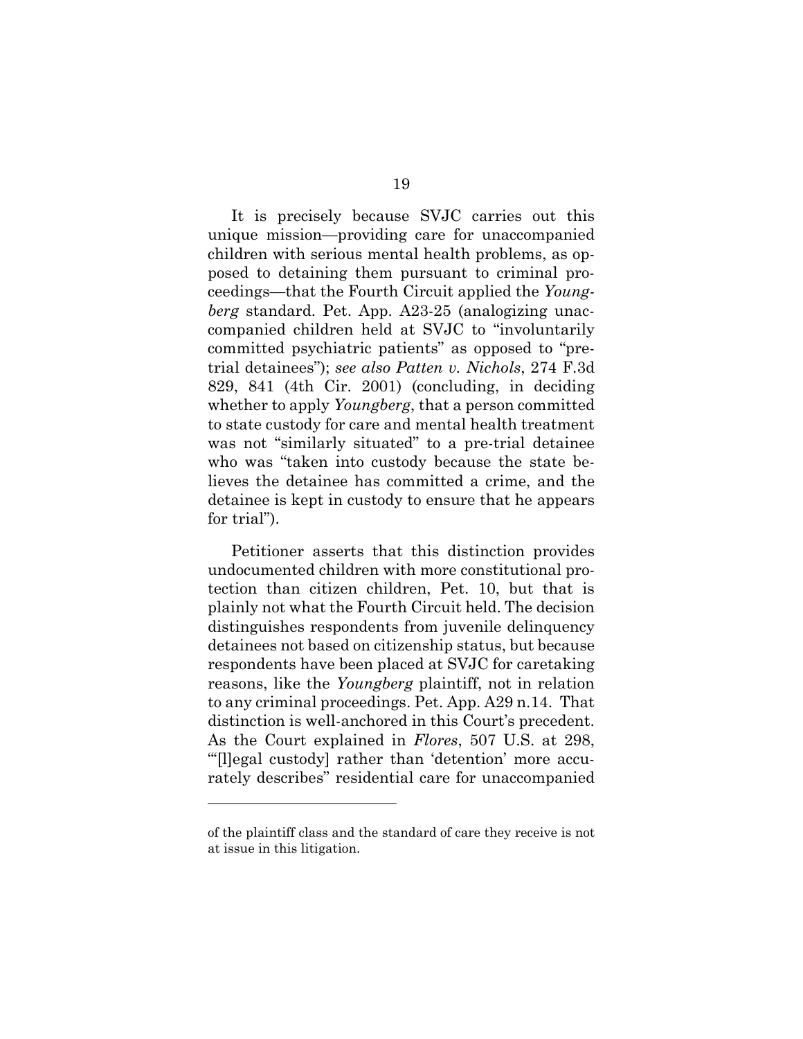It is precisely because SVJC carries out this unique mission—providing care for unaccompanied children with serious mental health problems, as opposed to detaining them pursuant to criminal proceedings—that the Fourth Circuit applied the *Youngberg* standard. Pet. App. A23-25 (analogizing unaccompanied children held at SVJC to "involuntarily committed psychiatric patients" as opposed to "pretrial detainees"); *see also Patten v. Nichols*, 274 F.3d 829, 841 (4th Cir. 2001) (concluding, in deciding whether to apply *Youngberg*, that a person committed to state custody for care and mental health treatment was not "similarly situated" to a pre-trial detainee who was "taken into custody because the state believes the detainee has committed a crime, and the detainee is kept in custody to ensure that he appears for trial").

Petitioner asserts that this distinction provides undocumented children with more constitutional protection than citizen children, Pet. 10, but that is plainly not what the Fourth Circuit held. The decision distinguishes respondents from juvenile delinquency detainees not based on citizenship status, but because respondents have been placed at SVJC for caretaking reasons, like the *Youngberg* plaintiff, not in relation to any criminal proceedings. Pet. App. A29 n.14. That distinction is well-anchored in this Court's precedent. As the Court explained in *Flores*, 507 U.S. at 298, "'[l]egal custody' rather than 'detention' more accurately describes" residential care for unaccompanied

---

of the plaintiff class and the standard of care they receive is not at issue in this litigation.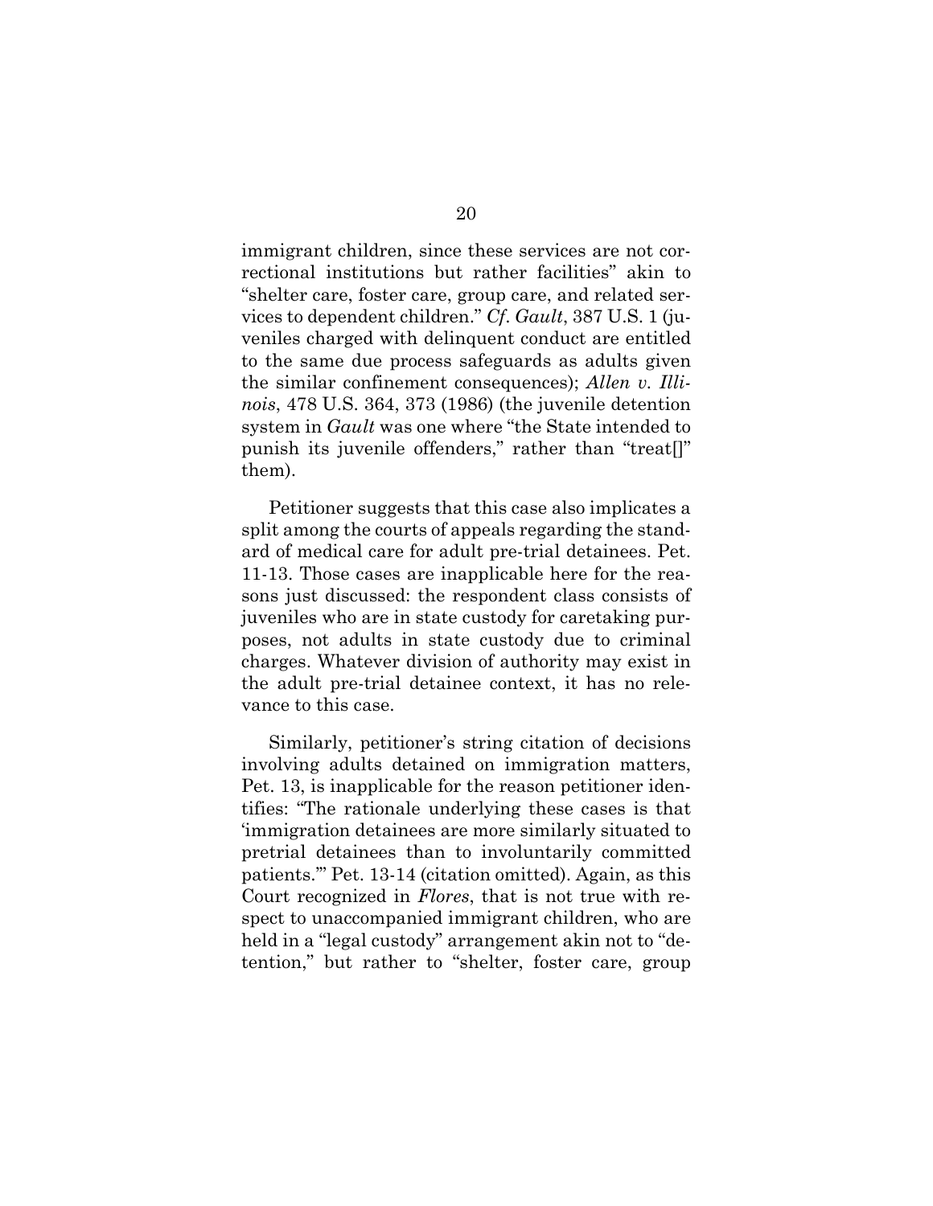immigrant children, since these services are not correctional institutions but rather facilities" akin to "shelter care, foster care, group care, and related services to dependent children." *Cf. Gault*, 387 U.S. 1 (juveniles charged with delinquent conduct are entitled to the same due process safeguards as adults given the similar confinement consequences); *Allen v. Illinois*, 478 U.S. 364, 373 (1986) (the juvenile detention system in *Gault* was one where "the State intended to punish its juvenile offenders," rather than "treat[]" them).

Petitioner suggests that this case also implicates a split among the courts of appeals regarding the standard of medical care for adult pre-trial detainees. Pet. 11-13. Those cases are inapplicable here for the reasons just discussed: the respondent class consists of juveniles who are in state custody for caretaking purposes, not adults in state custody due to criminal charges. Whatever division of authority may exist in the adult pre-trial detainee context, it has no relevance to this case.

Similarly, petitioner's string citation of decisions involving adults detained on immigration matters, Pet. 13, is inapplicable for the reason petitioner identifies: "The rationale underlying these cases is that 'immigration detainees are more similarly situated to pretrial detainees than to involuntarily committed patients.'" Pet. 13-14 (citation omitted). Again, as this Court recognized in *Flores*, that is not true with respect to unaccompanied immigrant children, who are held in a "legal custody" arrangement akin not to "detention," but rather to "shelter, foster care, group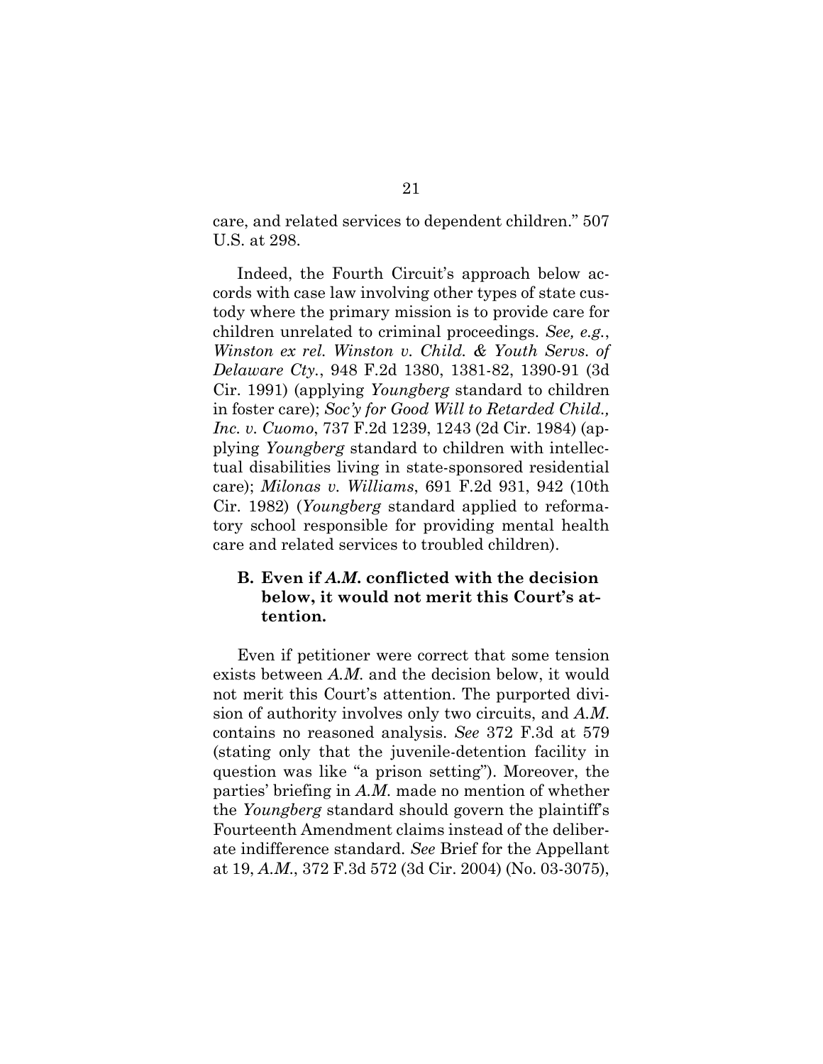care, and related services to dependent children." 507 U.S. at 298.

Indeed, the Fourth Circuit's approach below accords with case law involving other types of state custody where the primary mission is to provide care for children unrelated to criminal proceedings. *See, e.g.*, *Winston ex rel. Winston v. Child. & Youth Servs. of Delaware Cty.*, 948 F.2d 1380, 1381-82, 1390-91 (3d Cir. 1991) (applying *Youngberg* standard to children in foster care); *Soc'y for Good Will to Retarded Child., Inc. v. Cuomo*, 737 F.2d 1239, 1243 (2d Cir. 1984) (applying *Youngberg* standard to children with intellectual disabilities living in state-sponsored residential care); *Milonas v. Williams*, 691 F.2d 931, 942 (10th Cir. 1982) (*Youngberg* standard applied to reformatory school responsible for providing mental health care and related services to troubled children).

### B. Even if *A.M.* conflicted with the decision below, it would not merit this Court's attention.

Even if petitioner were correct that some tension exists between *A.M.* and the decision below, it would not merit this Court's attention. The purported division of authority involves only two circuits, and *A.M.* contains no reasoned analysis. *See* 372 F.3d at 579 (stating only that the juvenile-detention facility in question was like "a prison setting"). Moreover, the parties' briefing in *A.M.* made no mention of whether the *Youngberg* standard should govern the plaintiff's Fourteenth Amendment claims instead of the deliberate indifference standard. *See* Brief for the Appellant at 19, *A.M.*, 372 F.3d 572 (3d Cir. 2004) (No. 03-3075),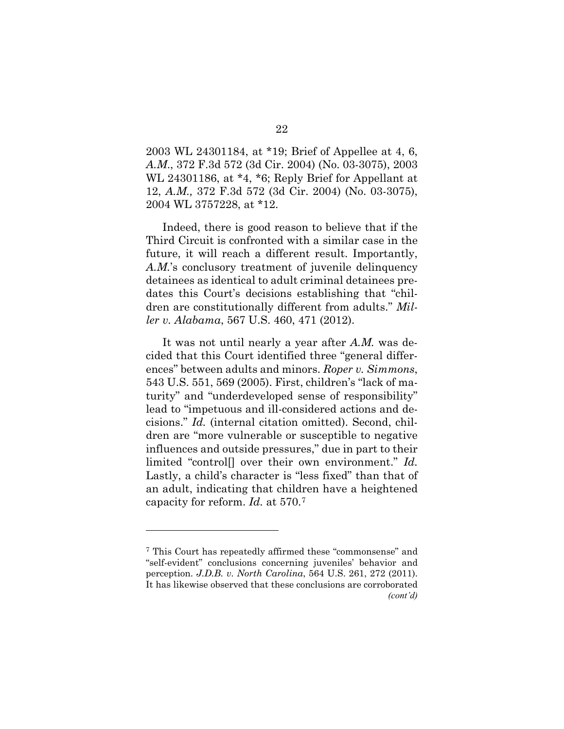2003 WL 24301184, at *19; Brief of Appellee at 4, 6, *A.M.*, 372 F.3d 572 (3d Cir. 2004) (No. 03-3075), 2003 WL 24301186, at *4, *6; Reply Brief for Appellant at 12, *A.M.,* 372 F.3d 572 (3d Cir. 2004) (No. 03-3075), 2004 WL 3757228, at *12.

Indeed, there is good reason to believe that if the Third Circuit is confronted with a similar case in the future, it will reach a different result. Importantly, *A.M.*'s conclusory treatment of juvenile delinquency detainees as identical to adult criminal detainees predates this Court's decisions establishing that "children are constitutionally different from adults." *Miller v. Alabama*, 567 U.S. 460, 471 (2012).

It was not until nearly a year after *A.M.* was decided that this Court identified three "general differences" between adults and minors. *Roper v. Simmons*, 543 U.S. 551, 569 (2005). First, children's "lack of maturity" and "underdeveloped sense of responsibility" lead to "impetuous and ill-considered actions and decisions." *Id.* (internal citation omitted). Second, children are "more vulnerable or susceptible to negative influences and outside pressures," due in part to their limited "control[] over their own environment." *Id.* Lastly, a child's character is "less fixed" than that of an adult, indicating that children have a heightened capacity for reform. *Id.* at 570.[7]

---

[7] This Court has repeatedly affirmed these "commonsense" and "self-evident" conclusions concerning juveniles' behavior and perception. *J.D.B. v. North Carolina*, 564 U.S. 261, 272 (2011). It has likewise observed that these conclusions are corroborated *(cont'd)*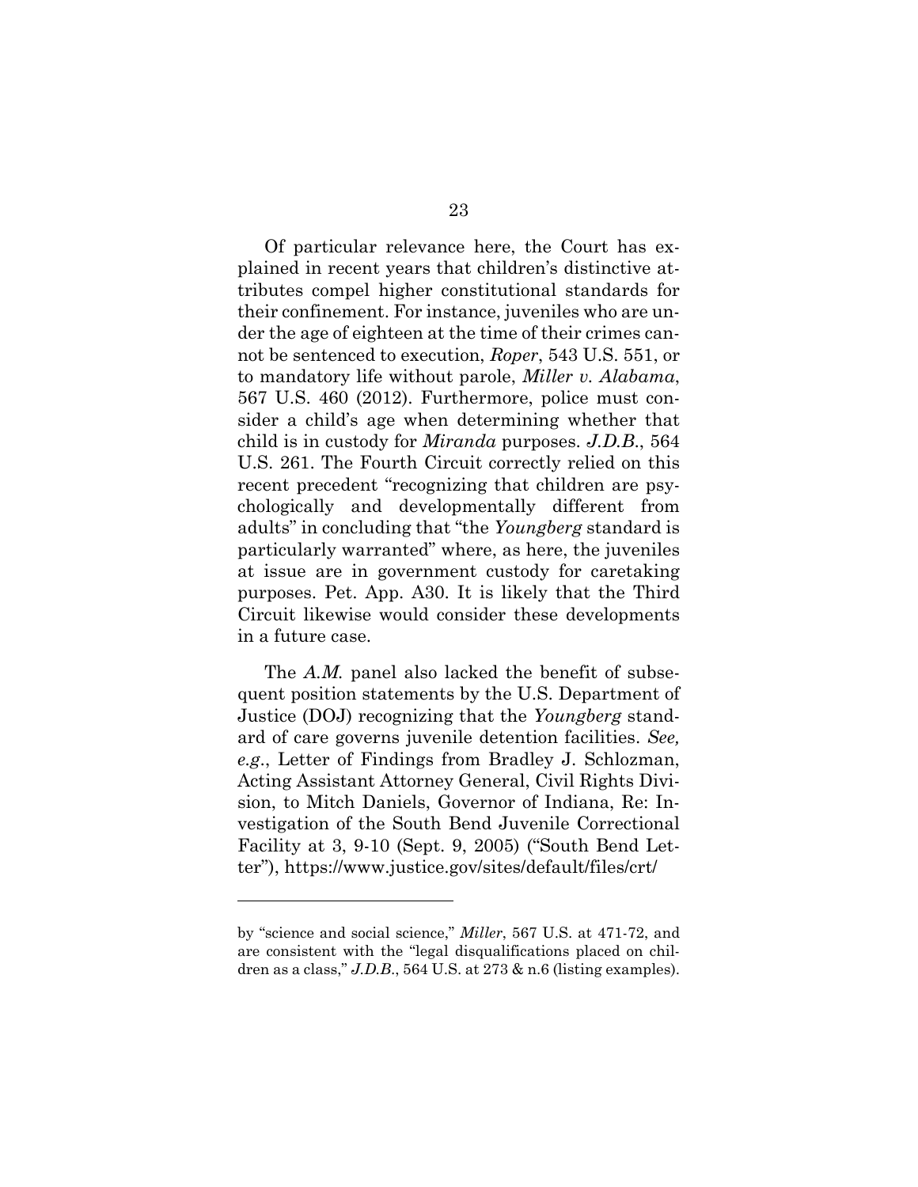Of particular relevance here, the Court has explained in recent years that children's distinctive attributes compel higher constitutional standards for their confinement. For instance, juveniles who are under the age of eighteen at the time of their crimes cannot be sentenced to execution, *Roper*, 543 U.S. 551, or to mandatory life without parole, *Miller v. Alabama*, 567 U.S. 460 (2012). Furthermore, police must consider a child's age when determining whether that child is in custody for *Miranda* purposes. *J.D.B.*, 564 U.S. 261. The Fourth Circuit correctly relied on this recent precedent "recognizing that children are psychologically and developmentally different from adults" in concluding that "the *Youngberg* standard is particularly warranted" where, as here, the juveniles at issue are in government custody for caretaking purposes. Pet. App. A30. It is likely that the Third Circuit likewise would consider these developments in a future case.

The *A.M.* panel also lacked the benefit of subsequent position statements by the U.S. Department of Justice (DOJ) recognizing that the *Youngberg* standard of care governs juvenile detention facilities. *See, e.g.*, Letter of Findings from Bradley J. Schlozman, Acting Assistant Attorney General, Civil Rights Division, to Mitch Daniels, Governor of Indiana, Re: Investigation of the South Bend Juvenile Correctional Facility at 3, 9-10 (Sept. 9, 2005) ("South Bend Letter"), https://www.justice.gov/sites/default/files/crt/

---

by "science and social science," *Miller*, 567 U.S. at 471-72, and are consistent with the "legal disqualifications placed on children as a class," *J.D.B.*, 564 U.S. at 273 & n.6 (listing examples).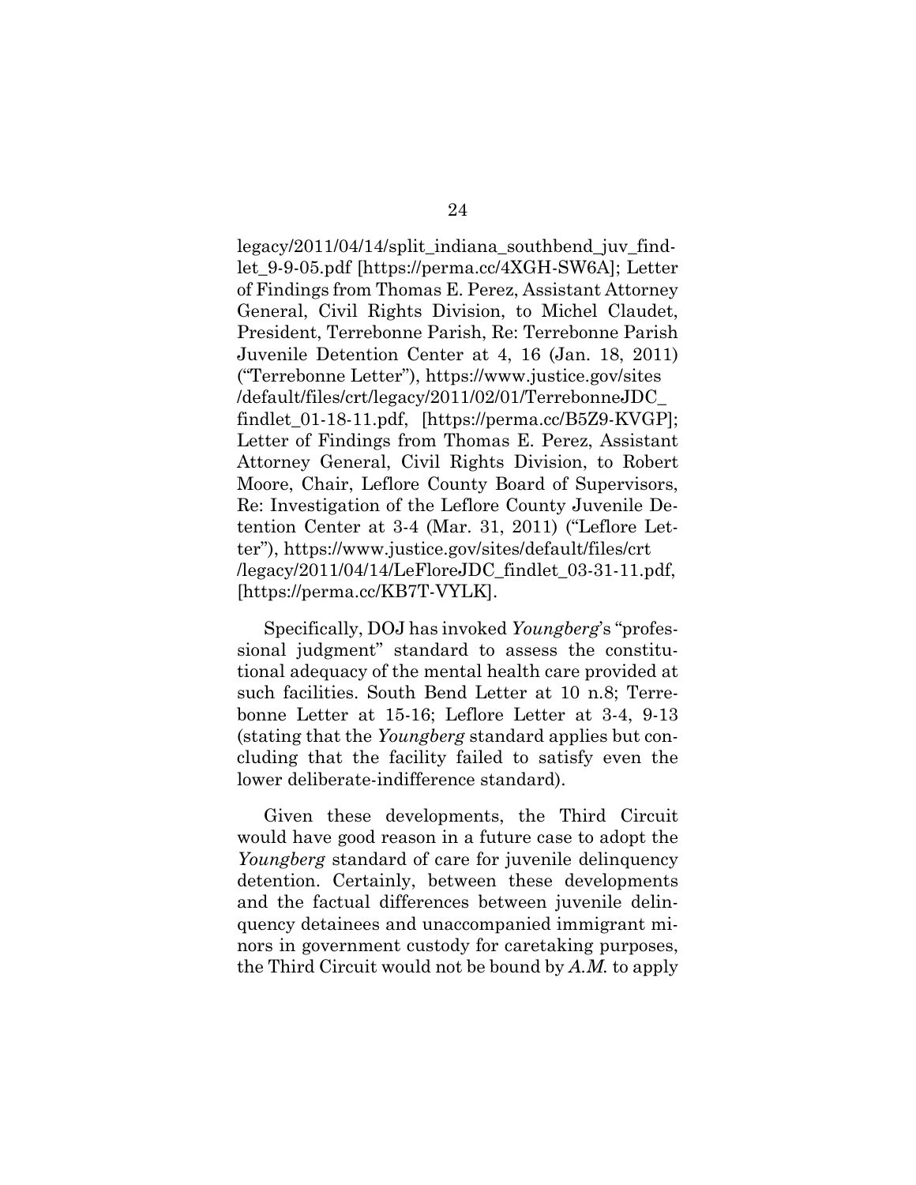legacy/2011/04/14/split_indiana_southbend_juv_findlet_9-9-05.pdf [https://perma.cc/4XGH-SW6A]; Letter of Findings from Thomas E. Perez, Assistant Attorney General, Civil Rights Division, to Michel Claudet, President, Terrebonne Parish, Re: Terrebonne Parish Juvenile Detention Center at 4, 16 (Jan. 18, 2011) ("Terrebonne Letter"), https://www.justice.gov/sites/default/files/crt/legacy/2011/02/01/TerrebonneJDC_findlet_01-18-11.pdf, [https://perma.cc/B5Z9-KVGP]; Letter of Findings from Thomas E. Perez, Assistant Attorney General, Civil Rights Division, to Robert Moore, Chair, Leflore County Board of Supervisors, Re: Investigation of the Leflore County Juvenile Detention Center at 3-4 (Mar. 31, 2011) ("Leflore Letter"), https://www.justice.gov/sites/default/files/crt/legacy/2011/04/14/LeFloreJDC_findlet_03-31-11.pdf, [https://perma.cc/KB7T-VYLK].

Specifically, DOJ has invoked *Youngberg*'s "professional judgment" standard to assess the constitutional adequacy of the mental health care provided at such facilities. South Bend Letter at 10 n.8; Terrebonne Letter at 15-16; Leflore Letter at 3-4, 9-13 (stating that the *Youngberg* standard applies but concluding that the facility failed to satisfy even the lower deliberate-indifference standard).

Given these developments, the Third Circuit would have good reason in a future case to adopt the *Youngberg* standard of care for juvenile delinquency detention. Certainly, between these developments and the factual differences between juvenile delinquency detainees and unaccompanied immigrant minors in government custody for caretaking purposes, the Third Circuit would not be bound by *A.M.* to apply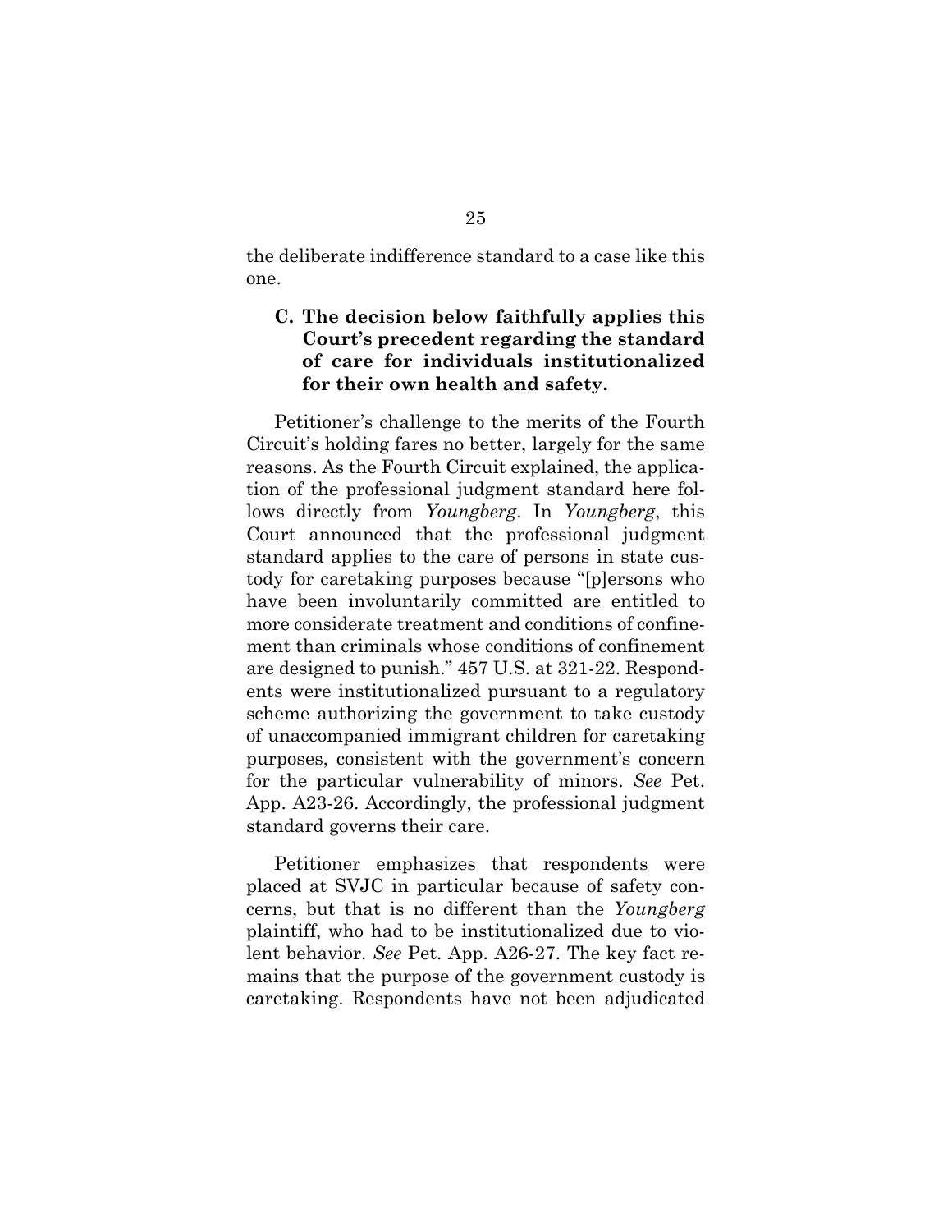the deliberate indifference standard to a case like this one.

### C. The decision below faithfully applies this Court's precedent regarding the standard of care for individuals institutionalized for their own health and safety.

Petitioner's challenge to the merits of the Fourth Circuit's holding fares no better, largely for the same reasons. As the Fourth Circuit explained, the application of the professional judgment standard here follows directly from *Youngberg*. In *Youngberg*, this Court announced that the professional judgment standard applies to the care of persons in state custody for caretaking purposes because "[p]ersons who have been involuntarily committed are entitled to more considerate treatment and conditions of confinement than criminals whose conditions of confinement are designed to punish." 457 U.S. at 321-22. Respondents were institutionalized pursuant to a regulatory scheme authorizing the government to take custody of unaccompanied immigrant children for caretaking purposes, consistent with the government's concern for the particular vulnerability of minors. *See* Pet. App. A23-26. Accordingly, the professional judgment standard governs their care.

Petitioner emphasizes that respondents were placed at SVJC in particular because of safety concerns, but that is no different than the *Youngberg* plaintiff, who had to be institutionalized due to violent behavior. *See* Pet. App. A26-27. The key fact remains that the purpose of the government custody is caretaking. Respondents have not been adjudicated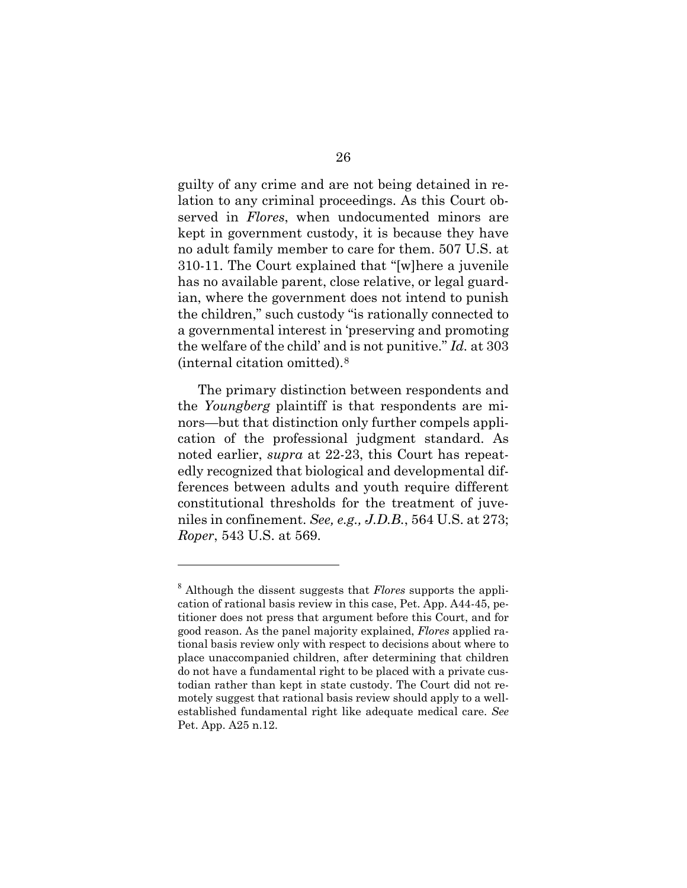guilty of any crime and are not being detained in relation to any criminal proceedings. As this Court observed in *Flores*, when undocumented minors are kept in government custody, it is because they have no adult family member to care for them. 507 U.S. at 310-11. The Court explained that "[w]here a juvenile has no available parent, close relative, or legal guardian, where the government does not intend to punish the children," such custody "is rationally connected to a governmental interest in 'preserving and promoting the welfare of the child' and is not punitive." *Id.* at 303 (internal citation omitted).[8]

The primary distinction between respondents and the *Youngberg* plaintiff is that respondents are minors—but that distinction only further compels application of the professional judgment standard. As noted earlier, *supra* at 22-23, this Court has repeatedly recognized that biological and developmental differences between adults and youth require different constitutional thresholds for the treatment of juveniles in confinement. *See, e.g., J.D.B.*, 564 U.S. at 273; *Roper*, 543 U.S. at 569.

---

[8] Although the dissent suggests that *Flores* supports the application of rational basis review in this case, Pet. App. A44-45, petitioner does not press that argument before this Court, and for good reason. As the panel majority explained, *Flores* applied rational basis review only with respect to decisions about where to place unaccompanied children, after determining that children do not have a fundamental right to be placed with a private custodian rather than kept in state custody. The Court did not remotely suggest that rational basis review should apply to a well-established fundamental right like adequate medical care. *See* Pet. App. A25 n.12.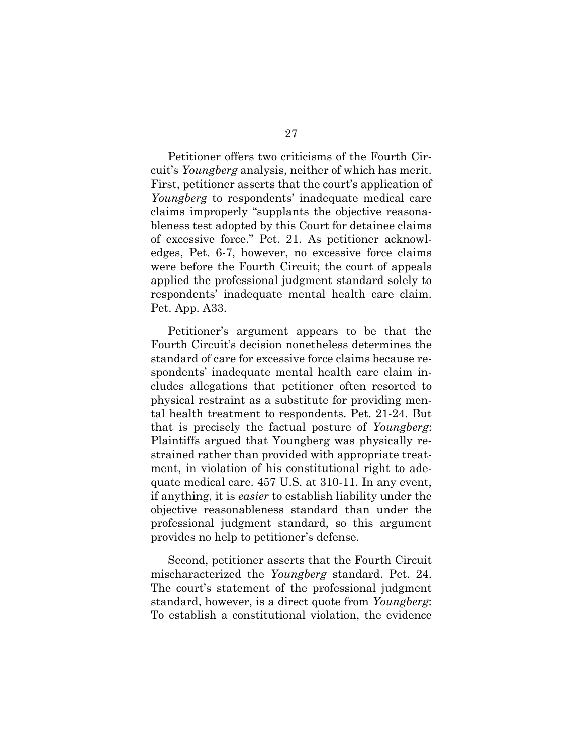Petitioner offers two criticisms of the Fourth Circuit's *Youngberg* analysis, neither of which has merit. First, petitioner asserts that the court's application of *Youngberg* to respondents' inadequate medical care claims improperly "supplants the objective reasonableness test adopted by this Court for detainee claims of excessive force." Pet. 21. As petitioner acknowledges, Pet. 6-7, however, no excessive force claims were before the Fourth Circuit; the court of appeals applied the professional judgment standard solely to respondents' inadequate mental health care claim. Pet. App. A33.

Petitioner's argument appears to be that the Fourth Circuit's decision nonetheless determines the standard of care for excessive force claims because respondents' inadequate mental health care claim includes allegations that petitioner often resorted to physical restraint as a substitute for providing mental health treatment to respondents. Pet. 21-24. But that is precisely the factual posture of *Youngberg*: Plaintiffs argued that Youngberg was physically restrained rather than provided with appropriate treatment, in violation of his constitutional right to adequate medical care. 457 U.S. at 310-11. In any event, if anything, it is *easier* to establish liability under the objective reasonableness standard than under the professional judgment standard, so this argument provides no help to petitioner's defense.

Second, petitioner asserts that the Fourth Circuit mischaracterized the *Youngberg* standard. Pet. 24. The court's statement of the professional judgment standard, however, is a direct quote from *Youngberg*: To establish a constitutional violation, the evidence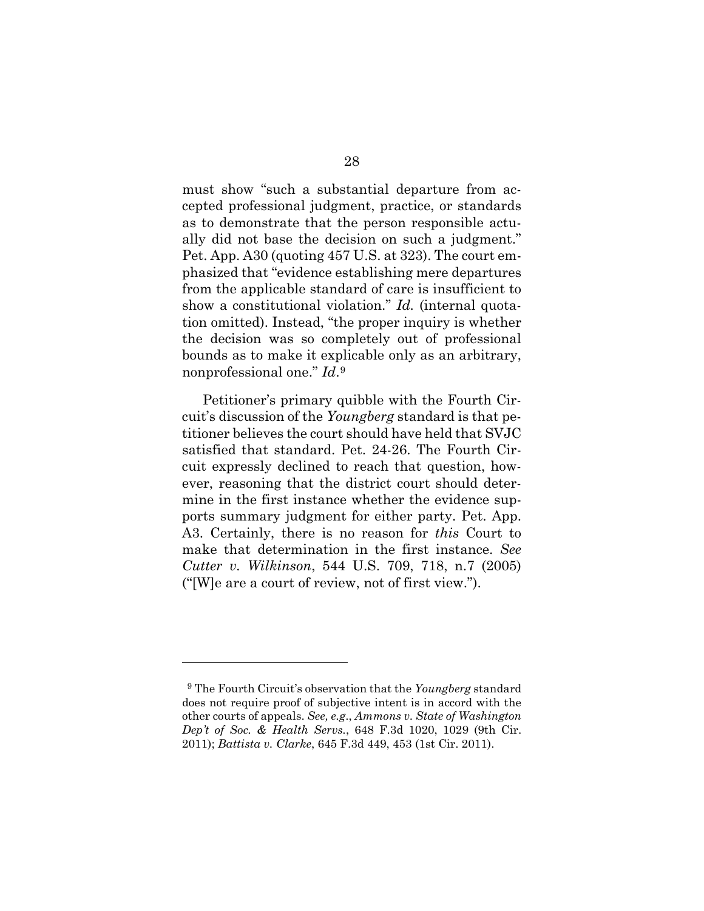must show "such a substantial departure from accepted professional judgment, practice, or standards as to demonstrate that the person responsible actually did not base the decision on such a judgment." Pet. App. A30 (quoting 457 U.S. at 323). The court emphasized that "evidence establishing mere departures from the applicable standard of care is insufficient to show a constitutional violation." *Id.* (internal quotation omitted). Instead, "the proper inquiry is whether the decision was so completely out of professional bounds as to make it explicable only as an arbitrary, nonprofessional one." *Id*.[9]

Petitioner's primary quibble with the Fourth Circuit's discussion of the *Youngberg* standard is that petitioner believes the court should have held that SVJC satisfied that standard. Pet. 24-26. The Fourth Circuit expressly declined to reach that question, however, reasoning that the district court should determine in the first instance whether the evidence supports summary judgment for either party. Pet. App. A3. Certainly, there is no reason for *this* Court to make that determination in the first instance. *See Cutter v. Wilkinson*, 544 U.S. 709, 718, n.7 (2005) ("[W]e are a court of review, not of first view.").

---

[9] The Fourth Circuit's observation that the *Youngberg* standard does not require proof of subjective intent is in accord with the other courts of appeals. *See, e.g.*, *Ammons v. State of Washington Dep't of Soc. & Health Servs.*, 648 F.3d 1020, 1029 (9th Cir. 2011); *Battista v. Clarke*, 645 F.3d 449, 453 (1st Cir. 2011).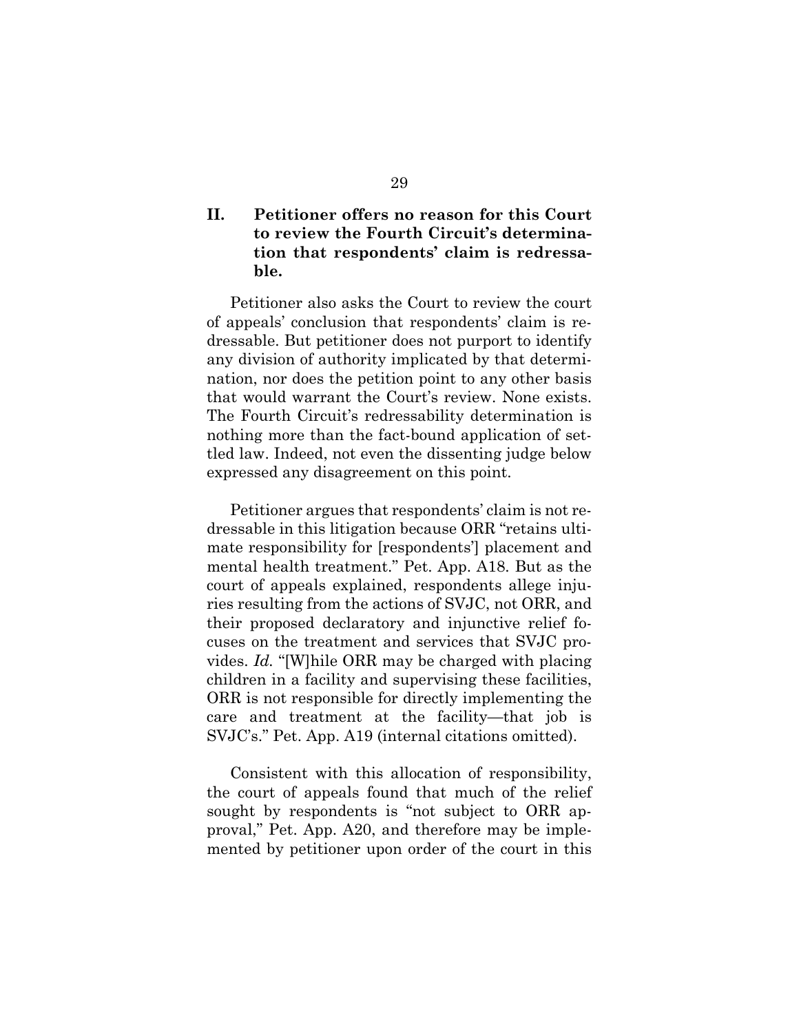## II. Petitioner offers no reason for this Court to review the Fourth Circuit's determination that respondents' claim is redressable.

Petitioner also asks the Court to review the court of appeals' conclusion that respondents' claim is redressable. But petitioner does not purport to identify any division of authority implicated by that determination, nor does the petition point to any other basis that would warrant the Court's review. None exists. The Fourth Circuit's redressability determination is nothing more than the fact-bound application of settled law. Indeed, not even the dissenting judge below expressed any disagreement on this point.

Petitioner argues that respondents' claim is not redressable in this litigation because ORR "retains ultimate responsibility for [respondents'] placement and mental health treatment." Pet. App. A18. But as the court of appeals explained, respondents allege injuries resulting from the actions of SVJC, not ORR, and their proposed declaratory and injunctive relief focuses on the treatment and services that SVJC provides. *Id.* "[W]hile ORR may be charged with placing children in a facility and supervising these facilities, ORR is not responsible for directly implementing the care and treatment at the facility—that job is SVJC's." Pet. App. A19 (internal citations omitted).

Consistent with this allocation of responsibility, the court of appeals found that much of the relief sought by respondents is "not subject to ORR approval," Pet. App. A20, and therefore may be implemented by petitioner upon order of the court in this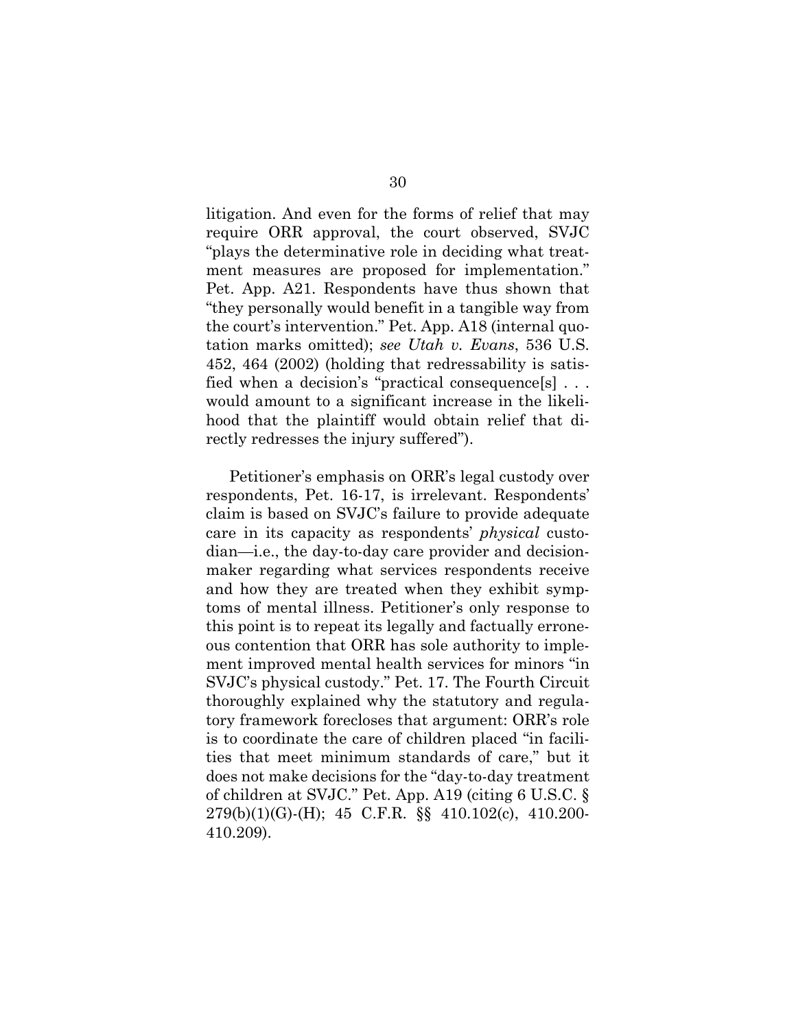litigation. And even for the forms of relief that may require ORR approval, the court observed, SVJC "plays the determinative role in deciding what treatment measures are proposed for implementation." Pet. App. A21. Respondents have thus shown that "they personally would benefit in a tangible way from the court's intervention." Pet. App. A18 (internal quotation marks omitted); *see Utah v. Evans*, 536 U.S. 452, 464 (2002) (holding that redressability is satisfied when a decision's "practical consequence[s] . . . would amount to a significant increase in the likelihood that the plaintiff would obtain relief that directly redresses the injury suffered").

Petitioner's emphasis on ORR's legal custody over respondents, Pet. 16-17, is irrelevant. Respondents' claim is based on SVJC's failure to provide adequate care in its capacity as respondents' *physical* custodian—i.e., the day-to-day care provider and decision-maker regarding what services respondents receive and how they are treated when they exhibit symptoms of mental illness. Petitioner's only response to this point is to repeat its legally and factually erroneous contention that ORR has sole authority to implement improved mental health services for minors "in SVJC's physical custody." Pet. 17. The Fourth Circuit thoroughly explained why the statutory and regulatory framework forecloses that argument: ORR's role is to coordinate the care of children placed "in facilities that meet minimum standards of care," but it does not make decisions for the "day-to-day treatment of children at SVJC." Pet. App. A19 (citing 6 U.S.C. § 279(b)(1)(G)-(H); 45 C.F.R. §§ 410.102(c), 410.200-410.209).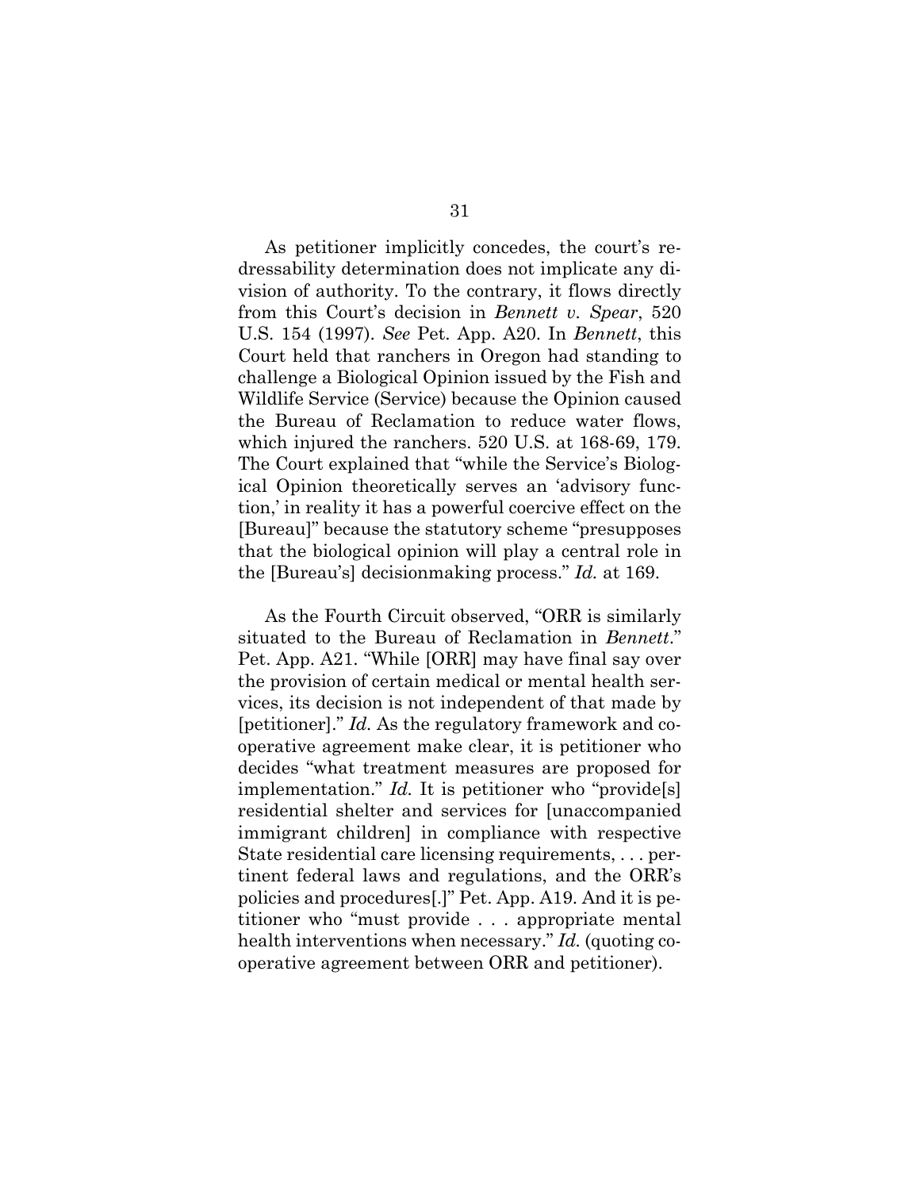As petitioner implicitly concedes, the court's redressability determination does not implicate any division of authority. To the contrary, it flows directly from this Court's decision in *Bennett v. Spear*, 520 U.S. 154 (1997). *See* Pet. App. A20. In *Bennett*, this Court held that ranchers in Oregon had standing to challenge a Biological Opinion issued by the Fish and Wildlife Service (Service) because the Opinion caused the Bureau of Reclamation to reduce water flows, which injured the ranchers. 520 U.S. at 168-69, 179. The Court explained that "while the Service's Biological Opinion theoretically serves an 'advisory function,' in reality it has a powerful coercive effect on the [Bureau]" because the statutory scheme "presupposes that the biological opinion will play a central role in the [Bureau's] decisionmaking process." *Id.* at 169.

As the Fourth Circuit observed, "ORR is similarly situated to the Bureau of Reclamation in *Bennett*." Pet. App. A21. "While [ORR] may have final say over the provision of certain medical or mental health services, its decision is not independent of that made by [petitioner]." *Id.* As the regulatory framework and cooperative agreement make clear, it is petitioner who decides "what treatment measures are proposed for implementation." *Id.* It is petitioner who "provide[s] residential shelter and services for [unaccompanied immigrant children] in compliance with respective State residential care licensing requirements, . . . pertinent federal laws and regulations, and the ORR's policies and procedures[.]" Pet. App. A19. And it is petitioner who "must provide . . . appropriate mental health interventions when necessary." *Id.* (quoting cooperative agreement between ORR and petitioner).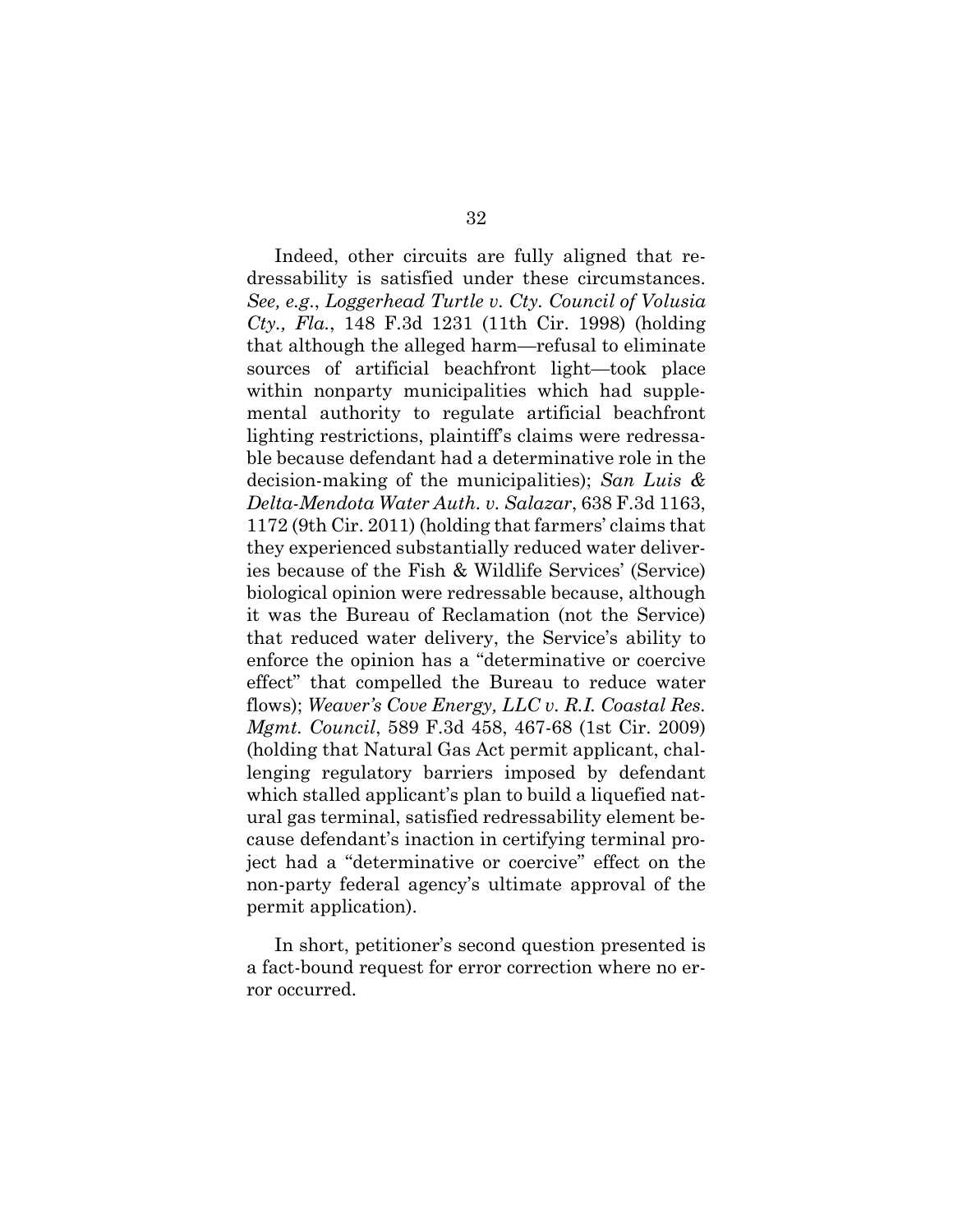Indeed, other circuits are fully aligned that redressability is satisfied under these circumstances. *See, e.g.*, *Loggerhead Turtle v. Cty. Council of Volusia Cty., Fla.*, 148 F.3d 1231 (11th Cir. 1998) (holding that although the alleged harm—refusal to eliminate sources of artificial beachfront light—took place within nonparty municipalities which had supplemental authority to regulate artificial beachfront lighting restrictions, plaintiff's claims were redressable because defendant had a determinative role in the decision-making of the municipalities); *San Luis & Delta-Mendota Water Auth. v. Salazar*, 638 F.3d 1163, 1172 (9th Cir. 2011) (holding that farmers' claims that they experienced substantially reduced water deliveries because of the Fish & Wildlife Services' (Service) biological opinion were redressable because, although it was the Bureau of Reclamation (not the Service) that reduced water delivery, the Service's ability to enforce the opinion has a "determinative or coercive effect" that compelled the Bureau to reduce water flows); *Weaver's Cove Energy, LLC v. R.I. Coastal Res. Mgmt. Council*, 589 F.3d 458, 467-68 (1st Cir. 2009) (holding that Natural Gas Act permit applicant, challenging regulatory barriers imposed by defendant which stalled applicant's plan to build a liquefied natural gas terminal, satisfied redressability element because defendant's inaction in certifying terminal project had a "determinative or coercive" effect on the non-party federal agency's ultimate approval of the permit application).

In short, petitioner's second question presented is a fact-bound request for error correction where no error occurred.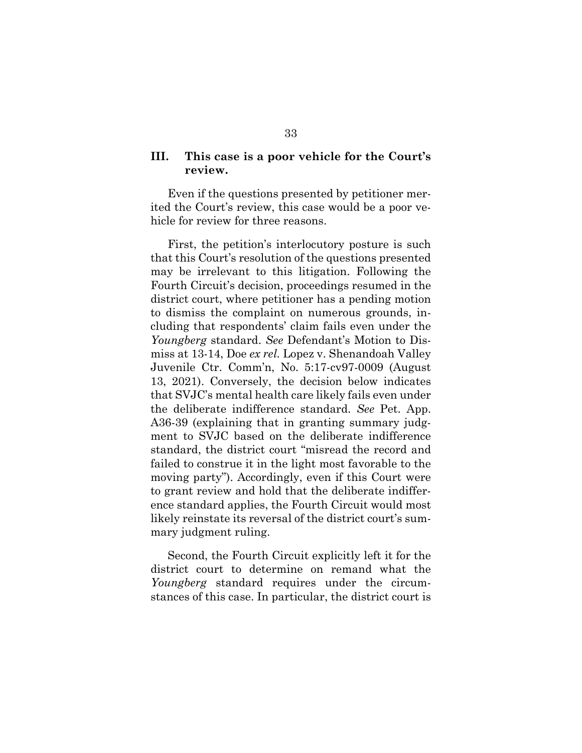## III. This case is a poor vehicle for the Court's review.

Even if the questions presented by petitioner merited the Court's review, this case would be a poor vehicle for review for three reasons.

First, the petition's interlocutory posture is such that this Court's resolution of the questions presented may be irrelevant to this litigation. Following the Fourth Circuit's decision, proceedings resumed in the district court, where petitioner has a pending motion to dismiss the complaint on numerous grounds, including that respondents' claim fails even under the *Youngberg* standard. *See* Defendant's Motion to Dismiss at 13-14, Doe *ex rel.* Lopez v. Shenandoah Valley Juvenile Ctr. Comm'n, No. 5:17-cv97-0009 (August 13, 2021). Conversely, the decision below indicates that SVJC's mental health care likely fails even under the deliberate indifference standard. *See* Pet. App. A36-39 (explaining that in granting summary judgment to SVJC based on the deliberate indifference standard, the district court "misread the record and failed to construe it in the light most favorable to the moving party"). Accordingly, even if this Court were to grant review and hold that the deliberate indifference standard applies, the Fourth Circuit would most likely reinstate its reversal of the district court's summary judgment ruling.

Second, the Fourth Circuit explicitly left it for the district court to determine on remand what the *Youngberg* standard requires under the circumstances of this case. In particular, the district court is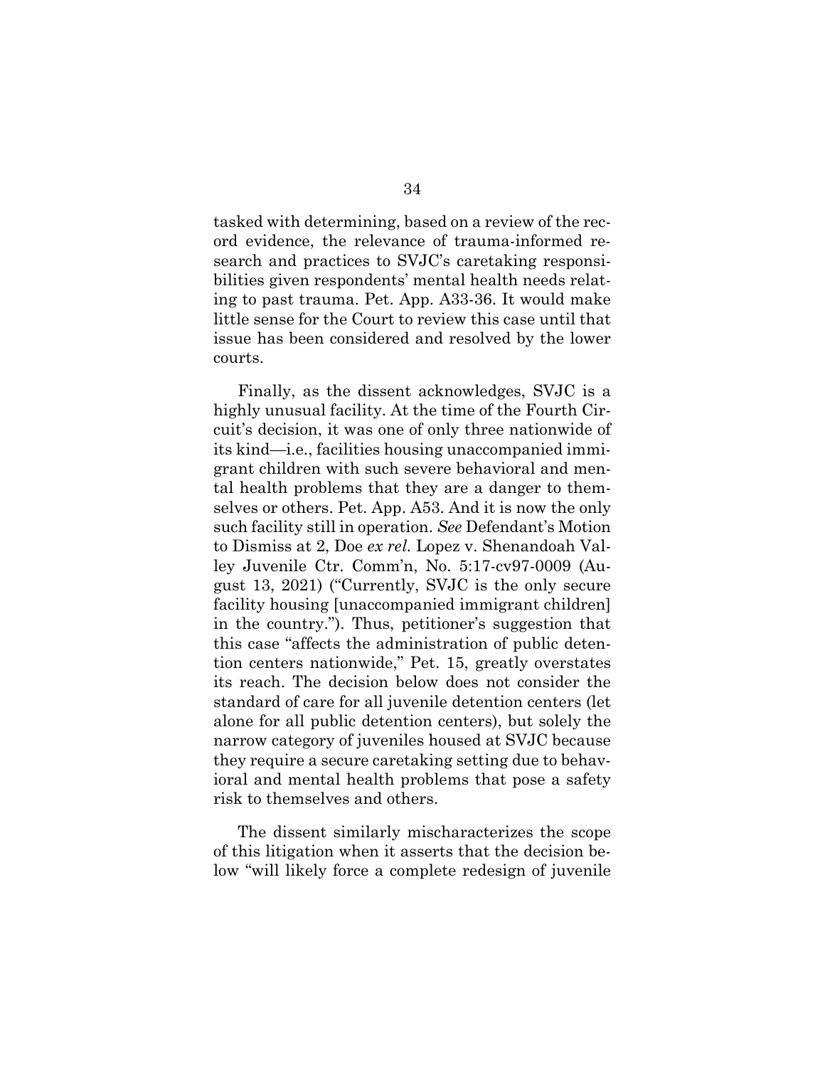tasked with determining, based on a review of the record evidence, the relevance of trauma-informed research and practices to SVJC's caretaking responsibilities given respondents' mental health needs relating to past trauma. Pet. App. A33-36. It would make little sense for the Court to review this case until that issue has been considered and resolved by the lower courts.

Finally, as the dissent acknowledges, SVJC is a highly unusual facility. At the time of the Fourth Circuit's decision, it was one of only three nationwide of its kind—i.e., facilities housing unaccompanied immigrant children with such severe behavioral and mental health problems that they are a danger to themselves or others. Pet. App. A53. And it is now the only such facility still in operation. *See* Defendant's Motion to Dismiss at 2, Doe *ex rel.* Lopez v. Shenandoah Valley Juvenile Ctr. Comm'n, No. 5:17-cv97-0009 (August 13, 2021) ("Currently, SVJC is the only secure facility housing [unaccompanied immigrant children] in the country."). Thus, petitioner's suggestion that this case "affects the administration of public detention centers nationwide," Pet. 15, greatly overstates its reach. The decision below does not consider the standard of care for all juvenile detention centers (let alone for all public detention centers), but solely the narrow category of juveniles housed at SVJC because they require a secure caretaking setting due to behavioral and mental health problems that pose a safety risk to themselves and others.

The dissent similarly mischaracterizes the scope of this litigation when it asserts that the decision below "will likely force a complete redesign of juvenile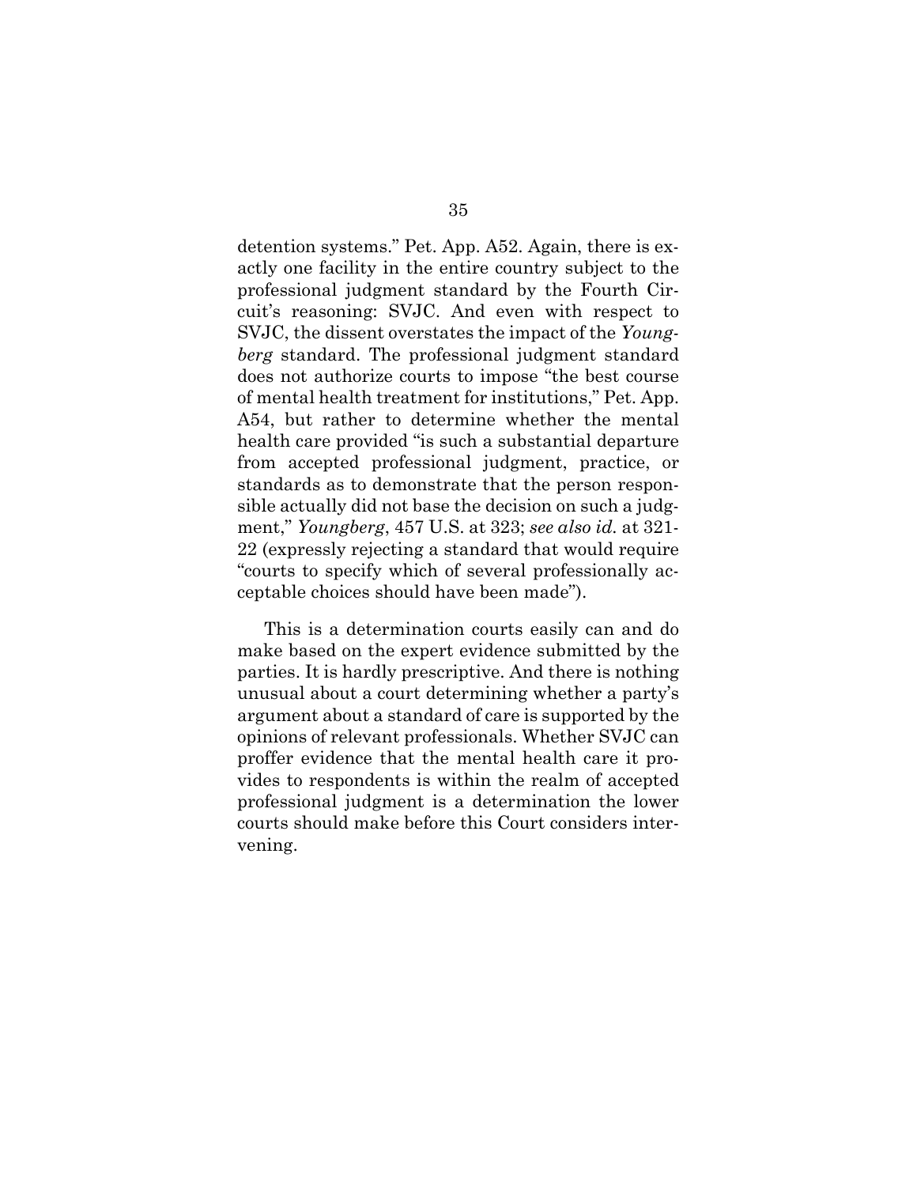detention systems." Pet. App. A52. Again, there is exactly one facility in the entire country subject to the professional judgment standard by the Fourth Circuit's reasoning: SVJC. And even with respect to SVJC, the dissent overstates the impact of the *Youngberg* standard. The professional judgment standard does not authorize courts to impose "the best course of mental health treatment for institutions," Pet. App. A54, but rather to determine whether the mental health care provided "is such a substantial departure from accepted professional judgment, practice, or standards as to demonstrate that the person responsible actually did not base the decision on such a judgment," *Youngberg*, 457 U.S. at 323; *see also id.* at 321-22 (expressly rejecting a standard that would require "courts to specify which of several professionally acceptable choices should have been made").

This is a determination courts easily can and do make based on the expert evidence submitted by the parties. It is hardly prescriptive. And there is nothing unusual about a court determining whether a party's argument about a standard of care is supported by the opinions of relevant professionals. Whether SVJC can proffer evidence that the mental health care it provides to respondents is within the realm of accepted professional judgment is a determination the lower courts should make before this Court considers intervening.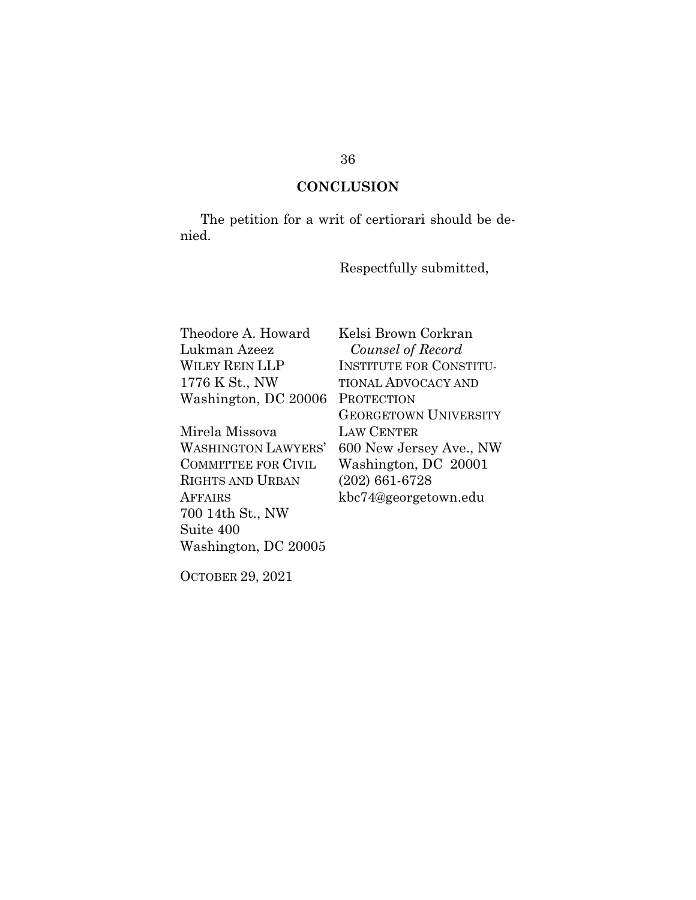## CONCLUSION

The petition for a writ of certiorari should be denied.

Respectfully submitted,

Theodore A. Howard  
Lukman Azeez  
WILEY REIN LLP  
1776 K St., NW  
Washington, DC 20006

Mirela Missova  
WASHINGTON LAWYERS' COMMITTEE FOR CIVIL RIGHTS AND URBAN AFFAIRS  
700 14th St., NW  
Suite 400  
Washington, DC 20005

Kelsi Brown Corkran  
*Counsel of Record*  
INSTITUTE FOR CONSTITUTIONAL ADVOCACY AND PROTECTION  
GEORGETOWN UNIVERSITY LAW CENTER  
600 New Jersey Ave., NW  
Washington, DC 20001  
(202) 661-6728  
kbc74@georgetown.edu

OCTOBER 29, 2021